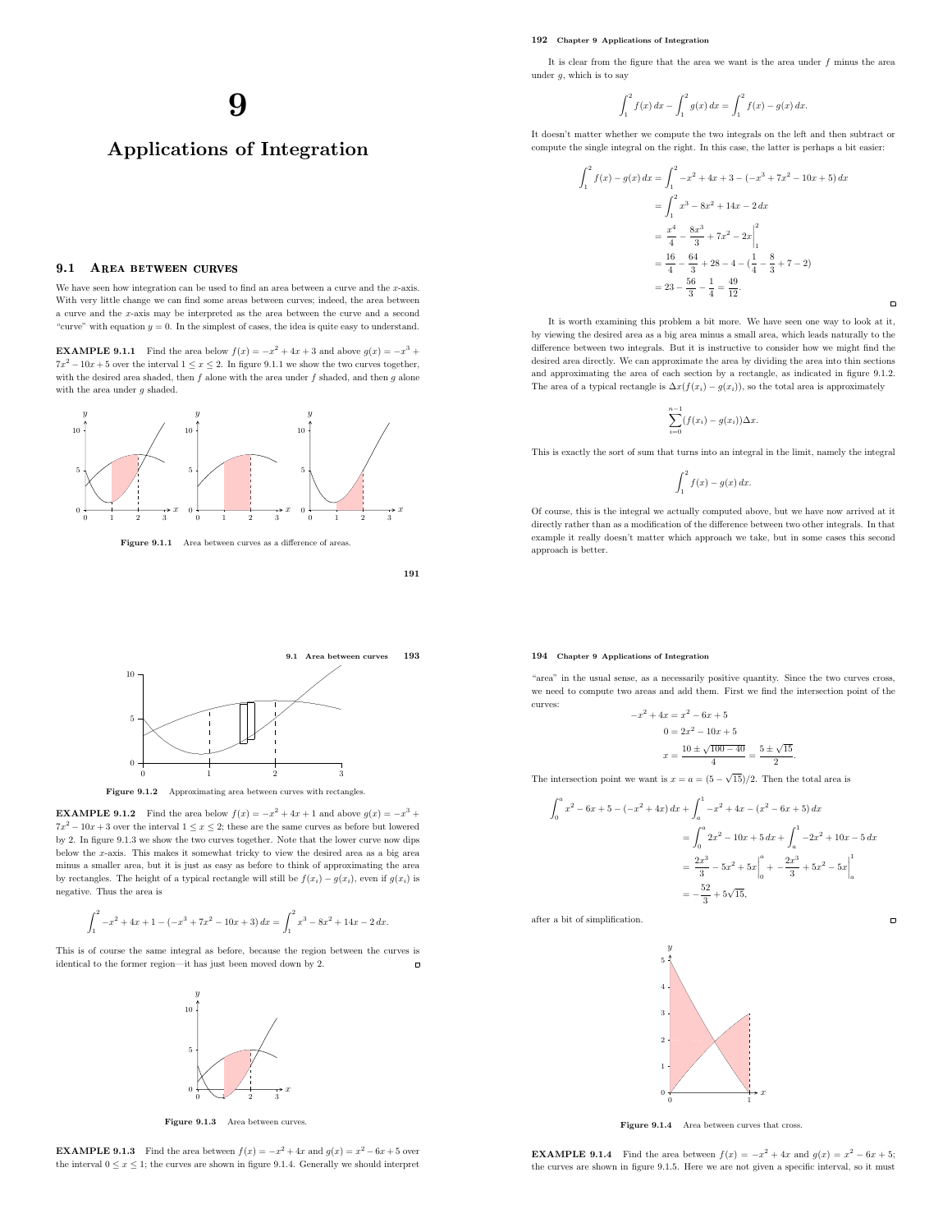# 9

# Applications of Integration

## 9.1 Area between curves

We have seen how integration can be used to find an area between a curve and the $x$-axis. With very little change we can find some areas between curves; indeed, the area between a curve and the $x$-axis may be interpreted as the area between the curve and a second "curve" with equation $y = 0$. In the simplest of cases, the idea is quite easy to understand.

**EXAMPLE 9.1.1** Find the area below $f(x) = -x^2 + 4x + 3$ and above $g(x) = -x^3 + 7x^2 - 10x + 5$ over the interval $1 \le x \le 2$. In figure 9.1.1 we show the two curves together, with the desired area shaded, then $f$ alone with the area under $f$ shaded, and then $g$ alone with the area under $g$ shaded.

**Figure 9.1.1** Area between curves as a difference of areas.

It is clear from the figure that the area we want is the area under $f$ minus the area under $g$, which is to say

$$\int_1^2 f(x)\,dx - \int_1^2 g(x)\,dx = \int_1^2 f(x) - g(x)\,dx.$$

It doesn't matter whether we compute the two integrals on the left and then subtract or compute the single integral on the right. In this case, the latter is perhaps a bit easier:

$$\begin{aligned}
\int_1^2 f(x) - g(x)\,dx &= \int_1^2 -x^2 + 4x + 3 - (-x^3 + 7x^2 - 10x + 5)\,dx \\
&= \int_1^2 x^3 - 8x^2 + 14x - 2\,dx \\
&= \left.\frac{x^4}{4} - \frac{8x^3}{3} + 7x^2 - 2x\right|_1^2 \\
&= \frac{16}{4} - \frac{64}{3} + 28 - 4 - \left(\frac{1}{4} - \frac{8}{3} + 7 - 2\right) \\
&= 23 - \frac{56}{3} - \frac{1}{4} = \frac{49}{12}.
\end{aligned}$$

□

It is worth examining this problem a bit more. We have seen one way to look at it, by viewing the desired area as a big area minus a small area, which leads naturally to the difference between two integrals. But it is instructive to consider how we might find the desired area directly. We can approximate the area by dividing the area into thin sections and approximating the area of each section by a rectangle, as indicated in figure 9.1.2. The area of a typical rectangle is $\Delta x(f(x_i) - g(x_i))$, so the total area is approximately

$$\sum_{i=0}^{n-1} (f(x_i) - g(x_i))\Delta x.$$

This is exactly the sort of sum that turns into an integral in the limit, namely the integral

$$\int_1^2 f(x) - g(x)\,dx.$$

Of course, this is the integral we actually computed above, but we have now arrived at it directly rather than as a modification of the difference between two other integrals. In that example it really doesn't matter which approach we take, but in some cases this second approach is better.

**Figure 9.1.2** Approximating area between curves with rectangles.

**EXAMPLE 9.1.2** Find the area below $f(x) = -x^2 + 4x + 1$ and above $g(x) = -x^3 + 7x^2 - 10x + 3$ over the interval $1 \le x \le 2$; these are the same curves as before but lowered by 2. In figure 9.1.3 we show the two curves together. Note that the lower curve now dips below the $x$-axis. This makes it somewhat tricky to view the desired area as a big area minus a smaller area, but it is just as easy as before to think of approximating the area by rectangles. The height of a typical rectangle will still be $f(x_i) - g(x_i)$, even if $g(x_i)$ is negative. Thus the area is

$$\int_1^2 -x^2 + 4x + 1 - (-x^3 + 7x^2 - 10x + 3)\,dx = \int_1^2 x^3 - 8x^2 + 14x - 2\,dx.$$

This is of course the same integral as before, because the region between the curves is identical to the former region—it has just been moved down by 2. □

**Figure 9.1.3** Area between curves.

**EXAMPLE 9.1.3** Find the area between $f(x) = -x^2 + 4x$ and $g(x) = x^2 - 6x + 5$ over the interval $0 \le x \le 1$; the curves are shown in figure 9.1.4. Generally we should interpret "area" in the usual sense, as a necessarily positive quantity. Since the two curves cross, we need to compute two areas and add them. First we find the intersection point of the curves:

$$\begin{aligned}
-x^2 + 4x &= x^2 - 6x + 5 \\
0 &= 2x^2 - 10x + 5 \\
x &= \frac{10 \pm \sqrt{100 - 40}}{4} = \frac{5 \pm \sqrt{15}}{2}.
\end{aligned}$$

The intersection point we want is $x = a = (5 - \sqrt{15})/2$. Then the total area is

$$\begin{aligned}
\int_0^a x^2 - 6x + 5 - (-x^2 + 4x)\,dx &+ \int_a^1 -x^2 + 4x - (x^2 - 6x + 5)\,dx \\
&= \int_0^a 2x^2 - 10x + 5\,dx + \int_a^1 -2x^2 + 10x - 5\,dx \\
&= \left.\frac{2x^3}{3} - 5x^2 + 5x\right|_0^a + \left.-\frac{2x^3}{3} + 5x^2 - 5x\right|_a^1 \\
&= -\frac{52}{3} + 5\sqrt{15},
\end{aligned}$$

after a bit of simplification. □

**Figure 9.1.4** Area between curves that cross.

**EXAMPLE 9.1.4** Find the area between $f(x) = -x^2 + 4x$ and $g(x) = x^2 - 6x + 5$; the curves are shown in figure 9.1.5. Here we are not given a specific interval, so it must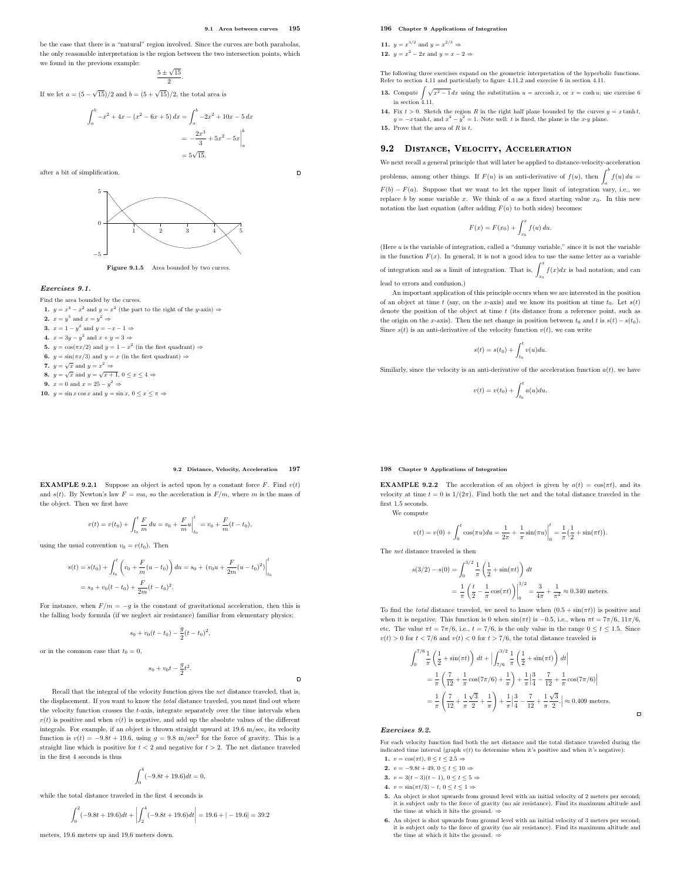be the case that there is a "natural" region involved. Since the curves are both parabolas, the only reasonable interpretation is the region between the two intersection points, which we found in the previous example:

$$\frac{5 \pm \sqrt{15}}{2}.$$

If we let $a = (5 - \sqrt{15})/2$ and $b = (5 + \sqrt{15})/2$, the total area is

$$\begin{aligned}\int_a^b -x^2 + 4x - (x^2 - 6x + 5)\,dx &= \int_a^b -2x^2 + 10x - 5\,dx \\ &= -\frac{2x^3}{3} + 5x^2 - 5x\Big|_a^b \\ &= 5\sqrt{15}.\end{aligned}$$

after a bit of simplification. □

**Figure 9.1.5** Area bounded by two curves.

### *Exercises 9.1.*

Find the area bounded by the curves.

1. $y = x^4 - x^2$ and $y = x^2$ (the part to the right of the $y$-axis) ⇒
2. $x = y^3$ and $x = y^2$ ⇒
3. $x = 1 - y^2$ and $y = -x - 1$ ⇒
4. $x = 3y - y^2$ and $x + y = 3$ ⇒
5. $y = \cos(\pi x/2)$ and $y = 1 - x^2$ (in the first quadrant) ⇒
6. $y = \sin(\pi x/3)$ and $y = x$ (in the first quadrant) ⇒
7. $y = \sqrt{x}$ and $y = x^2$ ⇒
8. $y = \sqrt{x}$ and $y = \sqrt{x+1}$, $0 \le x \le 4$ ⇒
9. $x = 0$ and $x = 25 - y^2$ ⇒
10. $y = \sin x \cos x$ and $y = \sin x$, $0 \le x \le \pi$ ⇒
11. $y = x^{3/2}$ and $y = x^{2/3}$ ⇒
12. $y = x^2 - 2x$ and $y = x - 2$ ⇒

The following three exercises expand on the geometric interpretation of the hyperbolic functions. Refer to section 4.11 and particularly to figure 4.11.2 and exercise 6 in section 4.11.

13. Compute $\int \sqrt{x^2 - 1}\,dx$ using the substitution $u = \operatorname{arccosh} x$, or $x = \cosh u$; use exercise 6 in section 4.11.
14. Fix $t > 0$. Sketch the region $R$ in the right half plane bounded by the curves $y = x \tanh t$, $y = -x \tanh t$, and $x^2 - y^2 = 1$. Note well: $t$ is fixed, the plane is the $x$-$y$ plane.
15. Prove that the area of $R$ is $t$.

## 9.2 Distance, Velocity, Acceleration

We next recall a general principle that will later be applied to distance-velocity-acceleration problems, among other things. If $F(u)$ is an anti-derivative of $f(u)$, then $\int_a^b f(u)\,du = F(b) - F(a)$. Suppose that we want to let the upper limit of integration vary, i.e., we replace $b$ by some variable $x$. We think of $a$ as a fixed starting value $x_0$. In this new notation the last equation (after adding $F(a)$ to both sides) becomes:

$$F(x) = F(x_0) + \int_{x_0}^x f(u)\,du.$$

(Here $u$ is the variable of integration, called a "dummy variable," since it is not the variable in the function $F(x)$. In general, it is not a good idea to use the same letter as a variable of integration and as a limit of integration. That is, $\int_{x_0}^x f(x)dx$ is bad notation, and can lead to errors and confusion.)

An important application of this principle occurs when we are interested in the position of an object at time $t$ (say, on the $x$-axis) and we know its position at time $t_0$. Let $s(t)$ denote the position of the object at time $t$ (its distance from a reference point, such as the origin on the $x$-axis). Then the net change in position between $t_0$ and $t$ is $s(t) - s(t_0)$. Since $s(t)$ is an anti-derivative of the velocity function $v(t)$, we can write

$$s(t) = s(t_0) + \int_{t_0}^t v(u)du.$$

Similarly, since the velocity is an anti-derivative of the acceleration function $a(t)$, we have

$$v(t) = v(t_0) + \int_{t_0}^t a(u)du.$$

**EXAMPLE 9.2.1** Suppose an object is acted upon by a constant force $F$. Find $v(t)$ and $s(t)$. By Newton's law $F = ma$, so the acceleration is $F/m$, where $m$ is the mass of the object. Then we first have

$$v(t) = v(t_0) + \int_{t_0}^t \frac{F}{m}\,du = v_0 + \frac{F}{m}u\Big|_{t_0}^t = v_0 + \frac{F}{m}(t - t_0),$$

using the usual convention $v_0 = v(t_0)$. Then

$$\begin{aligned}s(t) = s(t_0) + \int_{t_0}^t \left(v_0 + \frac{F}{m}(u - t_0)\right)du &= s_0 + (v_0 u + \frac{F}{2m}(u - t_0)^2)\Big|_{t_0}^t \\ &= s_0 + v_0(t - t_0) + \frac{F}{2m}(t - t_0)^2.\end{aligned}$$

For instance, when $F/m = -g$ is the constant of gravitational acceleration, then this is the falling body formula (if we neglect air resistance) familiar from elementary physics:

$$s_0 + v_0(t - t_0) - \frac{g}{2}(t - t_0)^2,$$

or in the common case that $t_0 = 0$,

$$s_0 + v_0 t - \frac{g}{2}t^2.$$

□

Recall that the integral of the velocity function gives the *net* distance traveled, that is, the displacement. If you want to know the *total* distance traveled, you must find out where the velocity function crosses the $t$-axis, integrate separately over the time intervals when $v(t)$ is positive and when $v(t)$ is negative, and add up the absolute values of the different integrals. For example, if an object is thrown straight upward at 19.6 m/sec, its velocity function is $v(t) = -9.8t + 19.6$, using $g = 9.8$ m/sec$^2$ for the force of gravity. This is a straight line which is positive for $t < 2$ and negative for $t > 2$. The net distance traveled in the first 4 seconds is thus

$$\int_0^4 (-9.8t + 19.6)dt = 0,$$

while the total distance traveled in the first 4 seconds is

$$\int_0^2 (-9.8t + 19.6)dt + \left|\int_2^4 (-9.8t + 19.6)dt\right| = 19.6 + |-19.6| = 39.2$$

meters, 19.6 meters up and 19.6 meters down.

**EXAMPLE 9.2.2** The acceleration of an object is given by $a(t) = \cos(\pi t)$, and its velocity at time $t = 0$ is $1/(2\pi)$. Find both the net and the total distance traveled in the first 1.5 seconds.

We compute

$$v(t) = v(0) + \int_0^t \cos(\pi u)du = \frac{1}{2\pi} + \frac{1}{\pi}\sin(\pi u)\Big|_0^t = \frac{1}{\pi}\left(\frac{1}{2} + \sin(\pi t)\right).$$

The *net* distance traveled is then

$$\begin{aligned}s(3/2) - s(0) &= \int_0^{3/2} \frac{1}{\pi}\left(\frac{1}{2} + \sin(\pi t)\right)dt \\ &= \frac{1}{\pi}\left(\frac{t}{2} - \frac{1}{\pi}\cos(\pi t)\right)\Big|_0^{3/2} = \frac{3}{4\pi} + \frac{1}{\pi^2} \approx 0.340 \text{ meters.}\end{aligned}$$

To find the *total* distance traveled, we need to know when $(0.5 + \sin(\pi t))$ is positive and when it is negative. This function is 0 when $\sin(\pi t)$ is $-0.5$, i.e., when $\pi t = 7\pi/6$, $11\pi/6$, etc. The value $\pi t = 7\pi/6$, i.e., $t = 7/6$, is the only value in the range $0 \le t \le 1.5$. Since $v(t) > 0$ for $t < 7/6$ and $v(t) < 0$ for $t > 7/6$, the total distance traveled is

$$\begin{aligned}&\int_0^{7/6} \frac{1}{\pi}\left(\frac{1}{2} + \sin(\pi t)\right)dt + \left|\int_{7/6}^{3/2} \frac{1}{\pi}\left(\frac{1}{2} + \sin(\pi t)\right)dt\right| \\ &= \frac{1}{\pi}\left(\frac{7}{12} + \frac{1}{\pi}\cos(7\pi/6) + \frac{1}{\pi}\right) + \frac{1}{\pi}\left|\frac{3}{4} - \frac{7}{12} + \frac{1}{\pi}\cos(7\pi/6)\right| \\ &= \frac{1}{\pi}\left(\frac{7}{12} + \frac{1}{\pi}\frac{\sqrt{3}}{2} + \frac{1}{\pi}\right) + \frac{1}{\pi}\left|\frac{3}{4} - \frac{7}{12} + \frac{1}{\pi}\frac{\sqrt{3}}{2}.\right| \approx 0.409 \text{ meters.}\end{aligned}$$

□

### *Exercises 9.2.*

For each velocity function find both the net distance and the total distance traveled during the indicated time interval (graph $v(t)$ to determine when it's positive and when it's negative):

1. $v = \cos(\pi t)$, $0 \le t \le 2.5$ ⇒
2. $v = -9.8t + 49$, $0 \le t \le 10$ ⇒
3. $v = 3(t - 3)(t - 1)$, $0 \le t \le 5$ ⇒
4. $v = \sin(\pi t/3) - t$, $0 \le t \le 1$ ⇒
5. An object is shot upwards from ground level with an initial velocity of 2 meters per second; it is subject only to the force of gravity (no air resistance). Find its maximum altitude and the time at which it hits the ground. ⇒
6. An object is shot upwards from ground level with an initial velocity of 3 meters per second; it is subject only to the force of gravity (no air resistance). Find its maximum altitude and the time at which it hits the ground. ⇒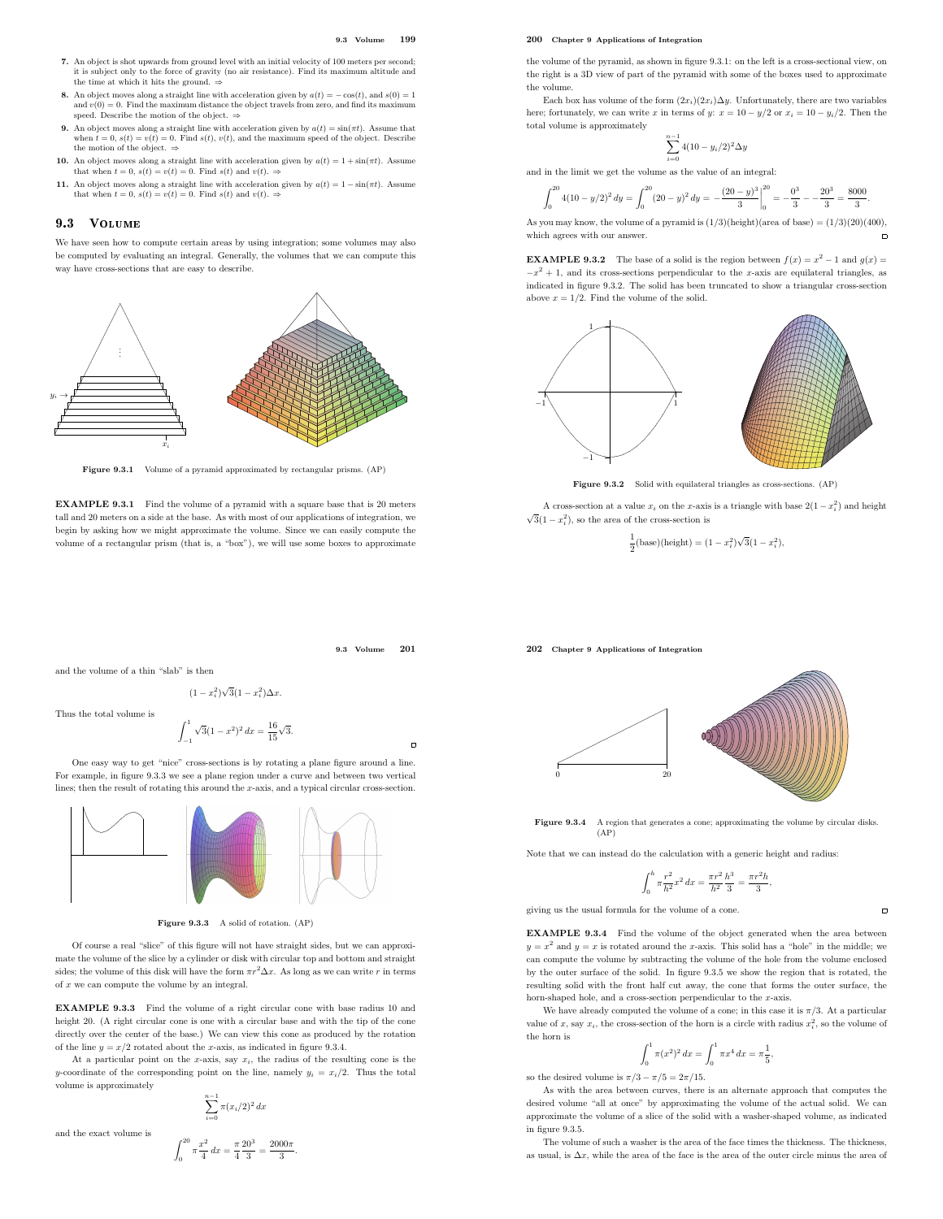**7.** An object is shot upwards from ground level with an initial velocity of 100 meters per second; it is subject only to the force of gravity (no air resistance). Find its maximum altitude and the time at which it hits the ground. ⇒

**8.** An object moves along a straight line with acceleration given by $a(t) = -\cos(t)$, and $s(0) = 1$ and $v(0) = 0$. Find the maximum distance the object travels from zero, and find its maximum speed. Describe the motion of the object. ⇒

**9.** An object moves along a straight line with acceleration given by $a(t) = \sin(\pi t)$. Assume that when $t = 0$, $s(t) = v(t) = 0$. Find $s(t)$, $v(t)$, and the maximum speed of the object. Describe the motion of the object. ⇒

**10.** An object moves along a straight line with acceleration given by $a(t) = 1 + \sin(\pi t)$. Assume that when $t = 0$, $s(t) = v(t) = 0$. Find $s(t)$ and $v(t)$. ⇒

**11.** An object moves along a straight line with acceleration given by $a(t) = 1 - \sin(\pi t)$. Assume that when $t = 0$, $s(t) = v(t) = 0$. Find $s(t)$ and $v(t)$. ⇒

## 9.3 Volume

We have seen how to compute certain areas by using integration; some volumes may also be computed by evaluating an integral. Generally, the volumes that we can compute this way have cross-sections that are easy to describe.

**Figure 9.3.1** Volume of a pyramid approximated by rectangular prisms. (AP)

**EXAMPLE 9.3.1** Find the volume of a pyramid with a square base that is 20 meters tall and 20 meters on a side at the base. As with most of our applications of integration, we begin by asking how we might approximate the volume. Since we can easily compute the volume of a rectangular prism (that is, a "box"), we will use some boxes to approximate the volume of the pyramid, as shown in figure 9.3.1: on the left is a cross-sectional view, on the right is a 3D view of part of the pyramid with some of the boxes used to approximate the volume.

Each box has volume of the form $(2x_i)(2x_i)\Delta y$. Unfortunately, there are two variables here; fortunately, we can write $x$ in terms of $y$: $x = 10 - y/2$ or $x_i = 10 - y_i/2$. Then the total volume is approximately

$$\sum_{i=0}^{n-1} 4(10 - y_i/2)^2 \Delta y$$

and in the limit we get the volume as the value of an integral:

$$\int_0^{20} 4(10 - y/2)^2\,dy = \int_0^{20} (20 - y)^2\,dy = -\frac{(20-y)^3}{3}\bigg|_0^{20} = -\frac{0^3}{3} - -\frac{20^3}{3} = \frac{8000}{3}.$$

As you may know, the volume of a pyramid is $(1/3)(\text{height})(\text{area of base}) = (1/3)(20)(400)$, which agrees with our answer. □

**EXAMPLE 9.3.2** The base of a solid is the region between $f(x) = x^2 - 1$ and $g(x) = -x^2 + 1$, and its cross-sections perpendicular to the $x$-axis are equilateral triangles, as indicated in figure 9.3.2. The solid has been truncated to show a triangular cross-section above $x = 1/2$. Find the volume of the solid.

**Figure 9.3.2** Solid with equilateral triangles as cross-sections. (AP)

A cross-section at a value $x_i$ on the $x$-axis is a triangle with base $2(1 - x_i^2)$ and height $\sqrt{3}(1 - x_i^2)$, so the area of the cross-section is

$$\frac{1}{2}(\text{base})(\text{height}) = (1 - x_i^2)\sqrt{3}(1 - x_i^2),$$

and the volume of a thin "slab" is then

$$(1 - x_i^2)\sqrt{3}(1 - x_i^2)\Delta x.$$

Thus the total volume is

$$\int_{-1}^{1} \sqrt{3}(1 - x^2)^2\,dx = \frac{16}{15}\sqrt{3}.$$

□

One easy way to get "nice" cross-sections is by rotating a plane figure around a line. For example, in figure 9.3.3 we see a plane region under a curve and between two vertical lines; then the result of rotating this around the $x$-axis, and a typical circular cross-section.

**Figure 9.3.3** A solid of rotation. (AP)

Of course a real "slice" of this figure will not have straight sides, but we can approximate the volume of the slice by a cylinder or disk with circular top and bottom and straight sides; the volume of this disk will have the form $\pi r^2 \Delta x$. As long as we can write $r$ in terms of $x$ we can compute the volume by an integral.

**EXAMPLE 9.3.3** Find the volume of a right circular cone with base radius 10 and height 20. (A right circular cone is one with a circular base and with the tip of the cone directly over the center of the base.) We can view this cone as produced by the rotation of the line $y = x/2$ rotated about the $x$-axis, as indicated in figure 9.3.4.

At a particular point on the $x$-axis, say $x_i$, the radius of the resulting cone is the $y$-coordinate of the corresponding point on the line, namely $y_i = x_i/2$. Thus the total volume is approximately

$$\sum_{i=0}^{n-1} \pi(x_i/2)^2\,dx$$

and the exact volume is

$$\int_0^{20} \pi\frac{x^2}{4}\,dx = \frac{\pi}{4}\frac{20^3}{3} = \frac{2000\pi}{3}.$$

**Figure 9.3.4** A region that generates a cone; approximating the volume by circular disks. (AP)

Note that we can instead do the calculation with a generic height and radius:

$$\int_0^h \pi\frac{r^2}{h^2}x^2\,dx = \frac{\pi r^2}{h^2}\frac{h^3}{3} = \frac{\pi r^2 h}{3},$$

giving us the usual formula for the volume of a cone. □

**EXAMPLE 9.3.4** Find the volume of the object generated when the area between $y = x^2$ and $y = x$ is rotated around the $x$-axis. This solid has a "hole" in the middle; we can compute the volume by subtracting the volume of the hole from the volume enclosed by the outer surface of the solid. In figure 9.3.5 we show the region that is rotated, the resulting solid with the front half cut away, the cone that forms the outer surface, the horn-shaped hole, and a cross-section perpendicular to the $x$-axis.

We have already computed the volume of a cone; in this case it is $\pi/3$. At a particular value of $x$, say $x_i$, the cross-section of the horn is a circle with radius $x_i^2$, so the volume of the horn is

$$\int_0^1 \pi(x^2)^2\,dx = \int_0^1 \pi x^4\,dx = \pi\frac{1}{5},$$

so the desired volume is $\pi/3 - \pi/5 = 2\pi/15$.

As with the area between curves, there is an alternate approach that computes the desired volume "all at once" by approximating the volume of the actual solid. We can approximate the volume of a slice of the solid with a washer-shaped volume, as indicated in figure 9.3.5.

The volume of such a washer is the area of the face times the thickness. The thickness, as usual, is $\Delta x$, while the area of the face is the area of the outer circle minus the area of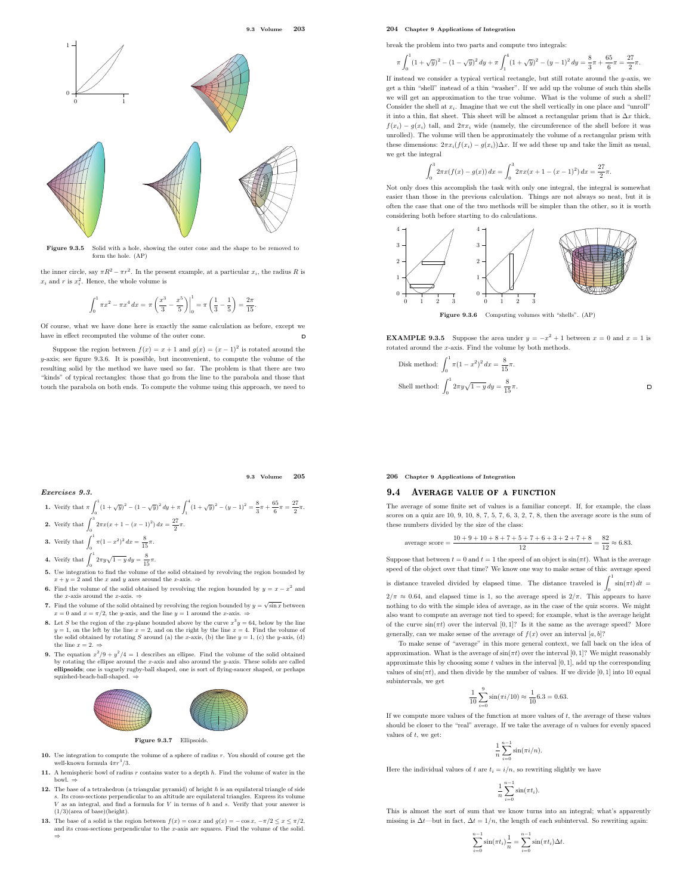**Figure 9.3.5** Solid with a hole, showing the outer cone and the shape to be removed to form the hole. (AP)

the inner circle, say $\pi R^2 - \pi r^2$. In the present example, at a particular $x_i$, the radius $R$ is $x_i$ and $r$ is $x_i^2$. Hence, the whole volume is

$$\int_0^1 \pi x^2 - \pi x^4\,dx = \pi\left(\frac{x^3}{3} - \frac{x^5}{5}\right)\Bigg|_0^1 = \pi\left(\frac{1}{3} - \frac{1}{5}\right) = \frac{2\pi}{15}.$$

Of course, what we have done here is exactly the same calculation as before, except we have in effect recomputed the volume of the outer cone. □

Suppose the region between $f(x) = x+1$ and $g(x) = (x-1)^2$ is rotated around the $y$-axis; see figure 9.3.6. It is possible, but inconvenient, to compute the volume of the resulting solid by the method we have used so far. The problem is that there are two "kinds" of typical rectangles: those that go from the line to the parabola and those that touch the parabola on both ends. To compute the volume using this approach, we need to break the problem into two parts and compute two integrals:

$$\pi\int_0^1 (1+\sqrt{y})^2 - (1-\sqrt{y})^2\,dy + \pi\int_1^4 (1+\sqrt{y})^2 - (y-1)^2\,dy = \frac{8}{3}\pi + \frac{65}{6}\pi = \frac{27}{2}\pi.$$

If instead we consider a typical vertical rectangle, but still rotate around the $y$-axis, we get a thin "shell" instead of a thin "washer". If we add up the volume of such thin shells we will get an approximation to the true volume. What is the volume of such a shell? Consider the shell at $x_i$. Imagine that we cut the shell vertically in one place and "unroll" it into a thin, flat sheet. This sheet will be almost a rectangular prism that is $\Delta x$ thick, $f(x_i) - g(x_i)$ tall, and $2\pi x_i$ wide (namely, the circumference of the shell before it was unrolled). The volume will then be approximately the volume of a rectangular prism with these dimensions: $2\pi x_i(f(x_i) - g(x_i))\Delta x$. If we add these up and take the limit as usual, we get the integral

$$\int_0^3 2\pi x(f(x) - g(x))\,dx = \int_0^3 2\pi x(x+1-(x-1)^2)\,dx = \frac{27}{2}\pi.$$

Not only does this accomplish the task with only one integral, the integral is somewhat easier than those in the previous calculation. Things are not always so neat, but it is often the case that one of the two methods will be simpler than the other, so it is worth considering both before starting to do calculations.

**Figure 9.3.6** Computing volumes with "shells". (AP)

**EXAMPLE 9.3.5** Suppose the area under $y = -x^2 + 1$ between $x = 0$ and $x = 1$ is rotated around the $x$-axis. Find the volume by both methods.

Disk method: $\displaystyle\int_0^1 \pi(1-x^2)^2\,dx = \frac{8}{15}\pi.$

Shell method: $\displaystyle\int_0^1 2\pi y\sqrt{1-y}\,dy = \frac{8}{15}\pi.$ □

### *Exercises 9.3.*

1. Verify that $\pi\int_0^1 (1+\sqrt{y})^2 - (1-\sqrt{y})^2\,dy + \pi\int_1^4 (1+\sqrt{y})^2 - (y-1)^2 = \frac{8}{3}\pi + \frac{65}{6}\pi = \frac{27}{2}\pi.$
2. Verify that $\int_0^3 2\pi x(x+1-(x-1)^2)\,dx = \frac{27}{2}\pi.$
3. Verify that $\int_0^1 \pi(1-x^2)^2\,dx = \frac{8}{15}\pi.$
4. Verify that $\int_0^1 2\pi y\sqrt{1-y}\,dy = \frac{8}{15}\pi.$
5. Use integration to find the volume of the solid obtained by revolving the region bounded by $x+y=2$ and the $x$ and $y$ axes around the $x$-axis. ⇒
6. Find the volume of the solid obtained by revolving the region bounded by $y = x - x^2$ and the $x$-axis around the $x$-axis. ⇒
7. Find the volume of the solid obtained by revolving the region bounded by $y = \sqrt{\sin x}$ between $x = 0$ and $x = \pi/2$, the $y$-axis, and the line $y = 1$ around the $x$-axis. ⇒
8. Let $S$ be the region of the $xy$-plane bounded above by the curve $x^3y = 64$, below by the line $y = 1$, on the left by the line $x = 2$, and on the right by the line $x = 4$. Find the volume of the solid obtained by rotating $S$ around (a) the $x$-axis, (b) the line $y = 1$, (c) the $y$-axis, (d) the line $x = 2$. ⇒
9. The equation $x^2/9 + y^2/4 = 1$ describes an ellipse. Find the volume of the solid obtained by rotating the ellipse around the $x$-axis and also around the $y$-axis. These solids are called **ellipsoids**; one is vaguely rugby-ball shaped, one is sort of flying-saucer shaped, or perhaps squished-beach-ball-shaped. ⇒

**Figure 9.3.7** Ellipsoids.

10. Use integration to compute the volume of a sphere of radius $r$. You should of course get the well-known formula $4\pi r^3/3$.
11. A hemispheric bowl of radius $r$ contains water to a depth $h$. Find the volume of water in the bowl. ⇒
12. The base of a tetrahedron (a triangular pyramid) of height $h$ is an equilateral triangle of side $s$. Its cross-sections perpendicular to an altitude are equilateral triangles. Express its volume $V$ as an integral, and find a formula for $V$ in terms of $h$ and $s$. Verify that your answer is $(1/3)$(area of base)(height).
13. The base of a solid is the region between $f(x) = \cos x$ and $g(x) = -\cos x$, $-\pi/2 \le x \le \pi/2$, and its cross-sections perpendicular to the $x$-axis are squares. Find the volume of the solid. ⇒

## 9.4 Average value of a function

The average of some finite set of values is a familiar concept. If, for example, the class scores on a quiz are 10, 9, 10, 8, 7, 5, 7, 6, 3, 2, 7, 8, then the average score is the sum of these numbers divided by the size of the class:

$$\text{average score} = \frac{10+9+10+8+7+5+7+6+3+2+7+8}{12} = \frac{82}{12} \approx 6.83.$$

Suppose that between $t = 0$ and $t = 1$ the speed of an object is $\sin(\pi t)$. What is the average speed of the object over that time? We know one way to make sense of this: average speed is distance traveled divided by elapsed time. The distance traveled is $\int_0^1 \sin(\pi t)\,dt = 2/\pi \approx 0.64$, and elapsed time is 1, so the average speed is $2/\pi$. This appears to have nothing to do with the simple idea of average, as in the case of the quiz scores. We might also want to compute an average not tied to speed; for example, what is the average height of the curve $\sin(\pi t)$ over the interval $[0,1]$? Is it the same as the average speed? More generally, can we make sense of the average of $f(x)$ over an interval $[a,b]$?

To make sense of "average" in this more general context, we fall back on the idea of approximation. What is the average of $\sin(\pi t)$ over the interval $[0,1]$? We might reasonably approximate this by choosing some $t$ values in the interval $[0,1]$, add up the corresponding values of $\sin(\pi t)$, and then divide by the number of values. If we divide $[0,1]$ into 10 equal subintervals, we get

$$\frac{1}{10}\sum_{i=0}^{9}\sin(\pi i/10) \approx \frac{1}{10}6.3 = 0.63.$$

If we compute more values of the function at more values of $t$, the average of these values should be closer to the "real" average. If we take the average of $n$ values for evenly spaced values of $t$, we get:

$$\frac{1}{n}\sum_{i=0}^{n-1}\sin(\pi i/n).$$

Here the individual values of $t$ are $t_i = i/n$, so rewriting slightly we have

$$\frac{1}{n}\sum_{i=0}^{n-1}\sin(\pi t_i).$$

This is almost the sort of sum that we know turns into an integral; what's apparently missing is $\Delta t$—but in fact, $\Delta t = 1/n$, the length of each subinterval. So rewriting again:

$$\sum_{i=0}^{n-1}\sin(\pi t_i)\frac{1}{n} = \sum_{i=0}^{n-1}\sin(\pi t_i)\Delta t.$$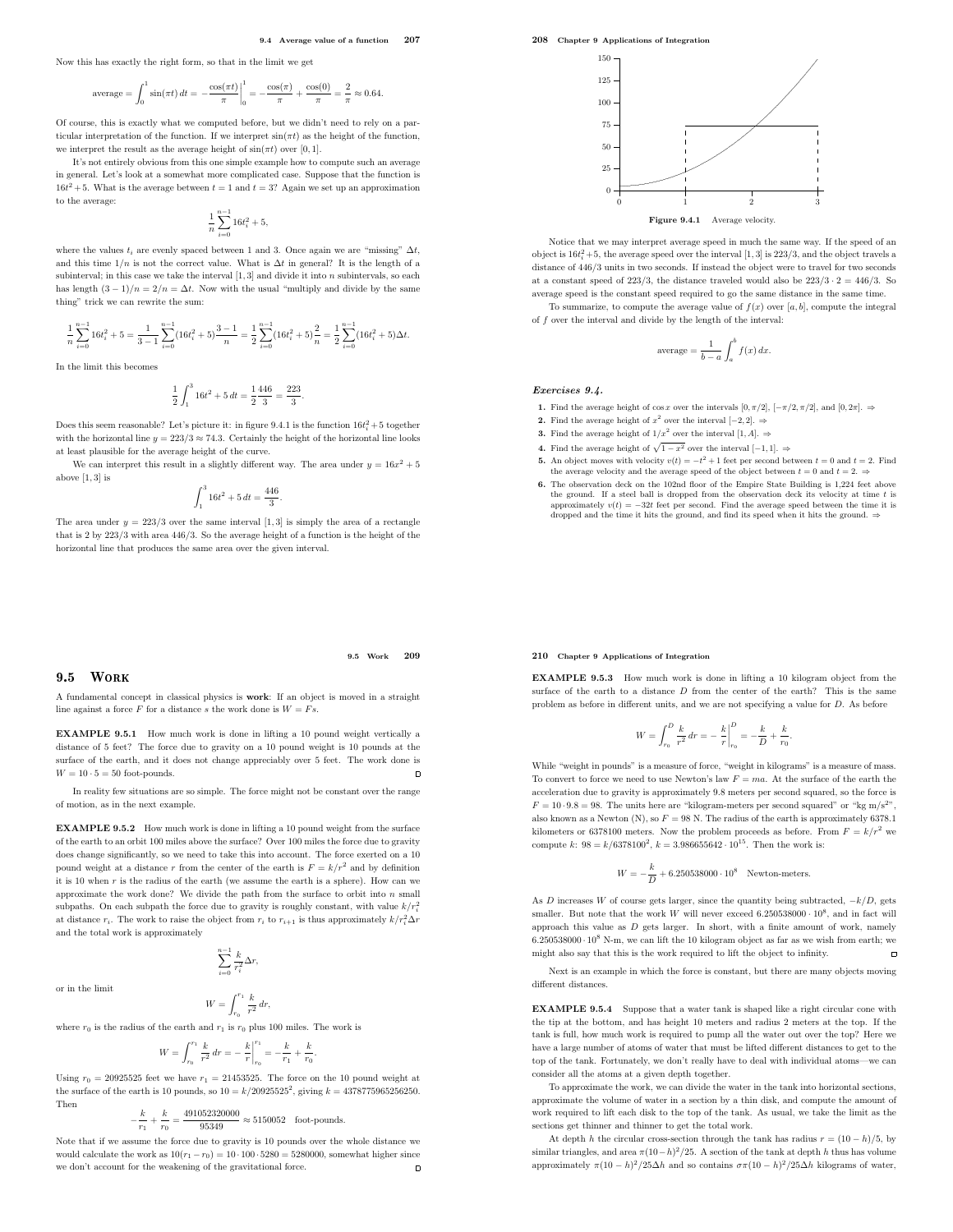Now this has exactly the right form, so that in the limit we get

$$\text{average} = \int_0^1 \sin(\pi t)\,dt = -\frac{\cos(\pi t)}{\pi}\bigg|_0^1 = -\frac{\cos(\pi)}{\pi} + \frac{\cos(0)}{\pi} = \frac{2}{\pi} \approx 0.64.$$

Of course, this is exactly what we computed before, but we didn't need to rely on a particular interpretation of the function. If we interpret $\sin(\pi t)$ as the height of the function, we interpret the result as the average height of $\sin(\pi t)$ over $[0, 1]$.

It's not entirely obvious from this one simple example how to compute such an average in general. Let's look at a somewhat more complicated case. Suppose that the function is $16t^2+5$. What is the average between $t = 1$ and $t = 3$? Again we set up an approximation to the average:

$$\frac{1}{n}\sum_{i=0}^{n-1} 16t_i^2 + 5,$$

where the values $t_i$ are evenly spaced between 1 and 3. Once again we are "missing" $\Delta t$, and this time $1/n$ is not the correct value. What is $\Delta t$ in general? It is the length of a subinterval; in this case we take the interval $[1, 3]$ and divide it into $n$ subintervals, so each has length $(3 - 1)/n = 2/n = \Delta t$. Now with the usual "multiply and divide by the same thing" trick we can rewrite the sum:

$$\frac{1}{n}\sum_{i=0}^{n-1} 16t_i^2 + 5 = \frac{1}{3-1}\sum_{i=0}^{n-1}(16t_i^2+5)\frac{3-1}{n} = \frac{1}{2}\sum_{i=0}^{n-1}(16t_i^2+5)\frac{2}{n} = \frac{1}{2}\sum_{i=0}^{n-1}(16t_i^2+5)\Delta t.$$

In the limit this becomes

$$\frac{1}{2}\int_1^3 16t^2 + 5\,dt = \frac{1}{2}\frac{446}{3} = \frac{223}{3}.$$

Does this seem reasonable? Let's picture it: in figure 9.4.1 is the function $16t^2+5$ together with the horizontal line $y = 223/3 \approx 74.3$. Certainly the height of the horizontal line looks at least plausible for the average height of the curve.

We can interpret this result in a slightly different way. The area under $y = 16x^2 + 5$ above $[1, 3]$ is

$$\int_1^3 16t^2 + 5\,dt = \frac{446}{3}.$$

The area under $y = 223/3$ over the same interval $[1, 3]$ is simply the area of a rectangle that is 2 by $223/3$ with area $446/3$. So the average height of a function is the height of the horizontal line that produces the same area over the given interval.

**Figure 9.4.1** Average velocity.

Notice that we may interpret average speed in much the same way. If the speed of an object is $16t_i^2+5$, the average speed over the interval $[1, 3]$ is $223/3$, and the object travels a distance of $446/3$ units in two seconds. If instead the object were to travel for two seconds at a constant speed of $223/3$, the distance traveled would also be $223/3 \cdot 2 = 446/3$. So average speed is the constant speed required to go the same distance in the same time.

To summarize, to compute the average value of $f(x)$ over $[a, b]$, compute the integral of $f$ over the interval and divide by the length of the interval:

$$\text{average} = \frac{1}{b-a}\int_a^b f(x)\,dx.$$

### *Exercises 9.4.*

1. Find the average height of $\cos x$ over the intervals $[0, \pi/2]$, $[-\pi/2, \pi/2]$, and $[0, 2\pi]$. ⇒
2. Find the average height of $x^2$ over the interval $[-2, 2]$. ⇒
3. Find the average height of $1/x^2$ over the interval $[1, A]$. ⇒
4. Find the average height of $\sqrt{1-x^2}$ over the interval $[-1, 1]$. ⇒
5. An object moves with velocity $v(t) = -t^2 + 1$ feet per second between $t = 0$ and $t = 2$. Find the average velocity and the average speed of the object between $t = 0$ and $t = 2$. ⇒
6. The observation deck on the 102nd floor of the Empire State Building is 1,224 feet above the ground. If a steel ball is dropped from the observation deck its velocity at time $t$ is approximately $v(t) = -32t$ feet per second. Find the average speed between the time it is dropped and the time it hits the ground, and find its speed when it hits the ground. ⇒

## 9.5 Work

A fundamental concept in classical physics is **work**: If an object is moved in a straight line against a force $F$ for a distance $s$ the work done is $W = Fs$.

**EXAMPLE 9.5.1** How much work is done in lifting a 10 pound weight vertically a distance of 5 feet? The force due to gravity on a 10 pound weight is 10 pounds at the surface of the earth, and it does not change appreciably over 5 feet. The work done is $W = 10 \cdot 5 = 50$ foot-pounds. □

In reality few situations are so simple. The force might not be constant over the range of motion, as in the next example.

**EXAMPLE 9.5.2** How much work is done in lifting a 10 pound weight from the surface of the earth to an orbit 100 miles above the surface? Over 100 miles the force due to gravity does change significantly, so we need to take this into account. The force exerted on a 10 pound weight at a distance $r$ from the center of the earth is $F = k/r^2$ and by definition it is 10 when $r$ is the radius of the earth (we assume the earth is a sphere). How can we approximate the work done? We divide the path from the surface to orbit into $n$ small subpaths. On each subpath the force due to gravity is roughly constant, with value $k/r_i^2$ at distance $r_i$. The work to raise the object from $r_i$ to $r_{i+1}$ is thus approximately $k/r_i^2\Delta r$ and the total work is approximately

$$\sum_{i=0}^{n-1}\frac{k}{r_i^2}\Delta r,$$

or in the limit

$$W = \int_{r_0}^{r_1}\frac{k}{r^2}\,dr,$$

where $r_0$ is the radius of the earth and $r_1$ is $r_0$ plus 100 miles. The work is

$$W = \int_{r_0}^{r_1}\frac{k}{r^2}\,dr = -\frac{k}{r}\bigg|_{r_0}^{r_1} = -\frac{k}{r_1} + \frac{k}{r_0}.$$

Using $r_0 = 20925525$ feet we have $r_1 = 21453525$. The force on the 10 pound weight at the surface of the earth is 10 pounds, so $10 = k/20925525^2$, giving $k = 4378775965256250$. Then

$$-\frac{k}{r_1} + \frac{k}{r_0} = \frac{491052320000}{95349} \approx 5150052 \quad \text{foot-pounds.}$$

Note that if we assume the force due to gravity is 10 pounds over the whole distance we would calculate the work as $10(r_1 - r_0) = 10 \cdot 100 \cdot 5280 = 5280000$, somewhat higher since we don't account for the weakening of the gravitational force. □

**EXAMPLE 9.5.3** How much work is done in lifting a 10 kilogram object from the surface of the earth to a distance $D$ from the center of the earth? This is the same problem as before in different units, and we are not specifying a value for $D$. As before

$$W = \int_{r_0}^{D}\frac{k}{r^2}\,dr = -\frac{k}{r}\bigg|_{r_0}^{D} = -\frac{k}{D} + \frac{k}{r_0}.$$

While "weight in pounds" is a measure of force, "weight in kilograms" is a measure of mass. To convert to force we need to use Newton's law $F = ma$. At the surface of the earth the acceleration due to gravity is approximately 9.8 meters per second squared, so the force is $F = 10 \cdot 9.8 = 98$. The units here are "kilogram-meters per second squared" or "kg m/s$^2$", also known as a Newton (N), so $F = 98$ N. The radius of the earth is approximately 6378.1 kilometers or 6378100 meters. Now the problem proceeds as before. From $F = k/r^2$ we compute $k$: $98 = k/6378100^2$, $k = 3.986655642 \cdot 10^{15}$. Then the work is:

$$W = -\frac{k}{D} + 6.250538000 \cdot 10^8 \quad \text{Newton-meters.}$$

As $D$ increases $W$ of course gets larger, since the quantity being subtracted, $-k/D$, gets smaller. But note that the work $W$ will never exceed $6.250538000 \cdot 10^8$, and in fact will approach this value as $D$ gets larger. In short, with a finite amount of work, namely $6.250538000 \cdot 10^8$ N-m, we can lift the 10 kilogram object as far as we wish from earth; we might also say that this is the work required to lift the object to infinity. □

Next is an example in which the force is constant, but there are many objects moving different distances.

**EXAMPLE 9.5.4** Suppose that a water tank is shaped like a right circular cone with the tip at the bottom, and has height 10 meters and radius 2 meters at the top. If the tank is full, how much work is required to pump all the water out over the top? Here we have a large number of atoms of water that must be lifted different distances to get to the top of the tank. Fortunately, we don't really have to deal with individual atoms—we can consider all the atoms at a given depth together.

To approximate the work, we can divide the water in the tank into horizontal sections, approximate the volume of water in a section by a thin disk, and compute the amount of work required to lift each disk to the top of the tank. As usual, we take the limit as the sections get thinner and thinner to get the total work.

At depth $h$ the circular cross-section through the tank has radius $r = (10-h)/5$, by similar triangles, and area $\pi(10-h)^2/25$. A section of the tank at depth $h$ thus has volume approximately $\pi(10-h)^2/25\Delta h$ and so contains $\sigma\pi(10-h)^2/25\Delta h$ kilograms of water,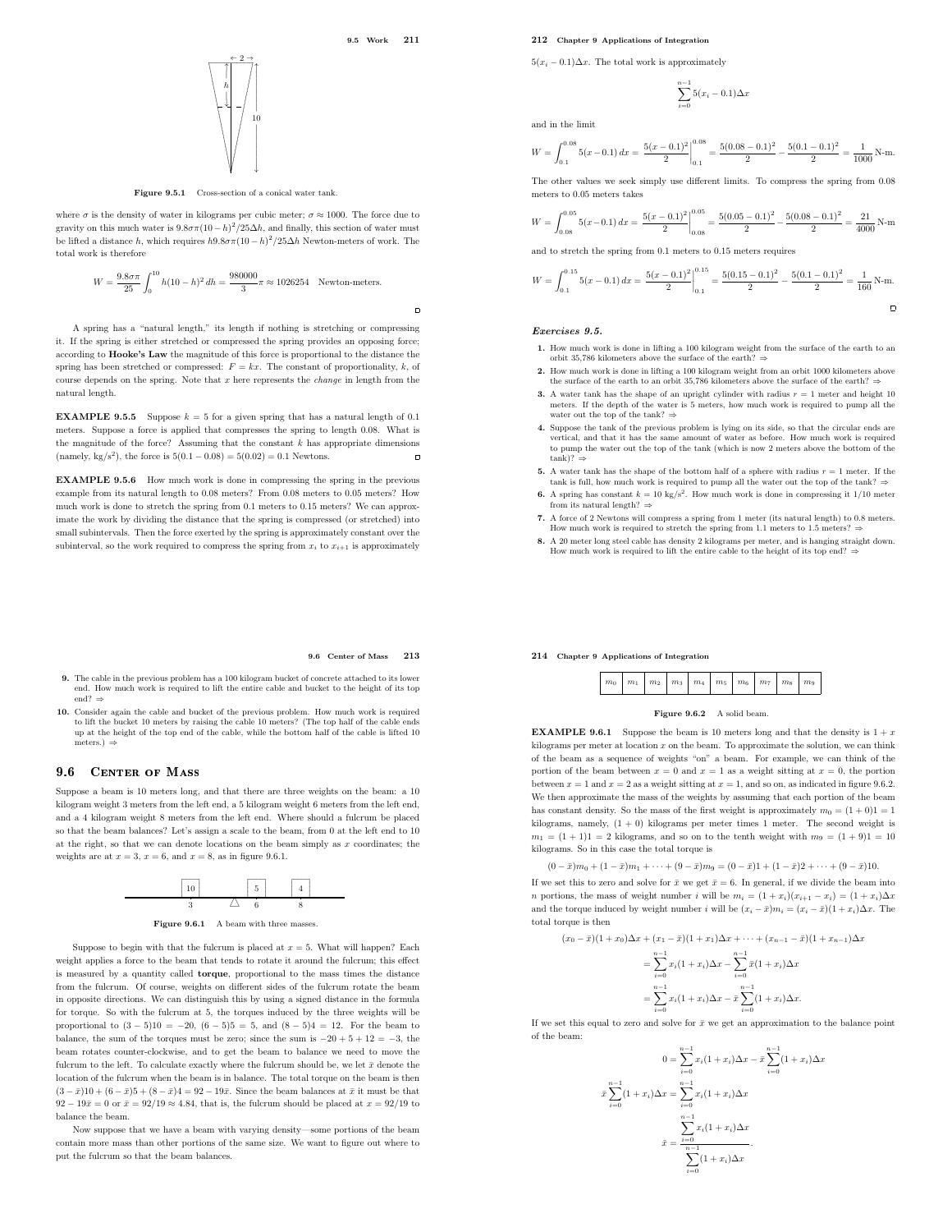Figure 9.5.1 Cross-section of a conical water tank.

where $\sigma$ is the density of water in kilograms per cubic meter; $\sigma \approx 1000$. The force due to gravity on this much water is $9.8\sigma\pi(10-h)^2/25\Delta h$, and finally, this section of water must be lifted a distance $h$, which requires $h9.8\sigma\pi(10-h)^2/25\Delta h$ Newton-meters of work. The total work is therefore

$$W = \frac{9.8\sigma\pi}{25}\int_0^{10} h(10-h)^2\,dh = \frac{980000}{3}\pi \approx 1026254 \quad \text{Newton-meters.}$$

A spring has a "natural length," its length if nothing is stretching or compressing it. If the spring is either stretched or compressed the spring provides an opposing force; according to **Hooke's Law** the magnitude of this force is proportional to the distance the spring has been stretched or compressed: $F = kx$. The constant of proportionality, $k$, of course depends on the spring. Note that $x$ here represents the *change* in length from the natural length.

**EXAMPLE 9.5.5** Suppose $k = 5$ for a given spring that has a natural length of 0.1 meters. Suppose a force is applied that compresses the spring to length 0.08. What is the magnitude of the force? Assuming that the constant $k$ has appropriate dimensions (namely, kg/s$^2$), the force is $5(0.1 - 0.08) = 5(0.02) = 0.1$ Newtons.

**EXAMPLE 9.5.6** How much work is done in compressing the spring in the previous example from its natural length to 0.08 meters? From 0.08 meters to 0.05 meters? How much work is done to stretch the spring from 0.1 meters to 0.15 meters? We can approximate the work by dividing the distance that the spring is compressed (or stretched) into small subintervals. Then the force exerted by the spring is approximately constant over the subinterval, so the work required to compress the spring from $x_i$ to $x_{i+1}$ is approximately $5(x_i - 0.1)\Delta x$. The total work is approximately

$$\sum_{i=0}^{n-1} 5(x_i - 0.1)\Delta x$$

and in the limit

$$W = \int_{0.1}^{0.08} 5(x-0.1)\,dx = \left.\frac{5(x-0.1)^2}{2}\right|_{0.1}^{0.08} = \frac{5(0.08-0.1)^2}{2} - \frac{5(0.1-0.1)^2}{2} = \frac{1}{1000}\ \text{N-m.}$$

The other values we seek simply use different limits. To compress the spring from 0.08 meters to 0.05 meters takes

$$W = \int_{0.08}^{0.05} 5(x-0.1)\,dx = \left.\frac{5(x-0.1)^2}{2}\right|_{0.08}^{0.05} = \frac{5(0.05-0.1)^2}{2} - \frac{5(0.08-0.1)^2}{2} = \frac{21}{4000}\ \text{N-m}$$

and to stretch the spring from 0.1 meters to 0.15 meters requires

$$W = \int_{0.1}^{0.15} 5(x-0.1)\,dx = \left.\frac{5(x-0.1)^2}{2}\right|_{0.1}^{0.15} = \frac{5(0.15-0.1)^2}{2} - \frac{5(0.1-0.1)^2}{2} = \frac{1}{160}\ \text{N-m.}$$

### *Exercises 9.5.*

1. How much work is done in lifting a 100 kilogram weight from the surface of the earth to an orbit 35,786 kilometers above the surface of the earth? ⇒
2. How much work is done in lifting a 100 kilogram weight from an orbit 1000 kilometers above the surface of the earth to an orbit 35,786 kilometers above the surface of the earth? ⇒
3. A water tank has the shape of an upright cylinder with radius $r = 1$ meter and height 10 meters. If the depth of the water is 5 meters, how much work is required to pump all the water out the top of the tank? ⇒
4. Suppose the tank of the previous problem is lying on its side, so that the circular ends are vertical, and that it has the same amount of water as before. How much work is required to pump the water out the top of the tank (which is now 2 meters above the bottom of the tank)? ⇒
5. A water tank has the shape of the bottom half of a sphere with radius $r = 1$ meter. If the tank is full, how much work is required to pump all the water out the top of the tank? ⇒
6. A spring has constant $k = 10$ kg/s$^2$. How much work is done in compressing it 1/10 meter from its natural length? ⇒
7. A force of 2 Newtons will compress a spring from 1 meter (its natural length) to 0.8 meters. How much work is required to stretch the spring from 1.1 meters to 1.5 meters? ⇒
8. A 20 meter long steel cable has density 2 kilograms per meter, and is hanging straight down. How much work is required to lift the entire cable to the height of its top end? ⇒
9. The cable in the previous problem has a 100 kilogram bucket of concrete attached to its lower end. How much work is required to lift the entire cable and bucket to the height of its top end? ⇒
10. Consider again the cable and bucket of the previous problem. How much work is required to lift the bucket 10 meters by raising the cable 10 meters? (The top half of the cable ends up at the height of the top end of the cable, while the bottom half of the cable is lifted 10 meters.) ⇒

## 9.6 Center of Mass

Suppose a beam is 10 meters long, and that there are three weights on the beam: a 10 kilogram weight 3 meters from the left end, a 5 kilogram weight 6 meters from the left end, and a 4 kilogram weight 8 meters from the left end. Where should a fulcrum be placed so that the beam balances? Let's assign a scale to the beam, from 0 at the left end to 10 at the right, so that we can denote locations on the beam simply as $x$ coordinates; the weights are at $x = 3$, $x = 6$, and $x = 8$, as in figure 9.6.1.

Figure 9.6.1 A beam with three masses.

Suppose to begin with that the fulcrum is placed at $x = 5$. What will happen? Each weight applies a force to the beam that tends to rotate it around the fulcrum; this effect is measured by a quantity called **torque**, proportional to the mass times the distance from the fulcrum. Of course, weights on different sides of the fulcrum rotate the beam in opposite directions. We can distinguish this by using a signed distance in the formula for torque. So with the fulcrum at 5, the torques induced by the three weights will be proportional to $(3-5)10 = -20$, $(6-5)5 = 5$, and $(8-5)4 = 12$. For the beam to balance, the sum of the torques must be zero; since the sum is $-20 + 5 + 12 = -3$, the beam rotates counter-clockwise, and to get the beam to balance we need to move the fulcrum to the left. To calculate exactly where the fulcrum should be, we let $\bar{x}$ denote the location of the fulcrum when the beam is in balance. The total torque on the beam is then $(3-\bar{x})10 + (6-\bar{x})5 + (8-\bar{x})4 = 92 - 19\bar{x}$. Since the beam balances at $\bar{x}$ it must be that $92 - 19\bar{x} = 0$ or $\bar{x} = 92/19 \approx 4.84$, that is, the fulcrum should be placed at $x = 92/19$ to balance the beam.

Now suppose that we have a beam with varying density—some portions of the beam contain more mass than other portions of the same size. We want to figure out where to put the fulcrum so that the beam balances.

| $m_0$ | $m_1$ | $m_2$ | $m_3$ | $m_4$ | $m_5$ | $m_6$ | $m_7$ | $m_8$ | $m_9$ |
|---|---|---|---|---|---|---|---|---|---|

Figure 9.6.2 A solid beam.

**EXAMPLE 9.6.1** Suppose the beam is 10 meters long and that the density is $1 + x$ kilograms per meter at location $x$ on the beam. To approximate the solution, we can think of the beam as a sequence of weights "on" a beam. For example, we can think of the portion of the beam between $x = 0$ and $x = 1$ as a weight sitting at $x = 0$, the portion between $x = 1$ and $x = 2$ as a weight sitting at $x = 1$, and so on, as indicated in figure 9.6.2. We then approximate the mass of the weights by assuming that each portion of the beam has constant density. So the mass of the first weight is approximately $m_0 = (1+0)1 = 1$ kilograms, namely, $(1+0)$ kilograms per meter times 1 meter. The second weight is $m_1 = (1+1)1 = 2$ kilograms, and so on to the tenth weight with $m_9 = (1+9)1 = 10$ kilograms. So in this case the total torque is

$$(0-\bar{x})m_0 + (1-\bar{x})m_1 + \cdots + (9-\bar{x})m_9 = (0-\bar{x})1 + (1-\bar{x})2 + \cdots + (9-\bar{x})10.$$

If we set this to zero and solve for $\bar{x}$ we get $\bar{x} = 6$. In general, if we divide the beam into $n$ portions, the mass of weight number $i$ will be $m_i = (1+x_i)(x_{i+1} - x_i) = (1+x_i)\Delta x$ and the torque induced by weight number $i$ will be $(x_i - \bar{x})m_i = (x_i - \bar{x})(1+x_i)\Delta x$. The total torque is then

$$\begin{aligned}
(x_0 - \bar{x})(1+x_0)\Delta x &+ (x_1 - \bar{x})(1+x_1)\Delta x + \cdots + (x_{n-1} - \bar{x})(1+x_{n-1})\Delta x \\
&= \sum_{i=0}^{n-1} x_i(1+x_i)\Delta x - \sum_{i=0}^{n-1} \bar{x}(1+x_i)\Delta x \\
&= \sum_{i=0}^{n-1} x_i(1+x_i)\Delta x - \bar{x}\sum_{i=0}^{n-1}(1+x_i)\Delta x.
\end{aligned}$$

If we set this equal to zero and solve for $\bar{x}$ we get an approximation to the balance point of the beam:

$$\begin{aligned}
0 &= \sum_{i=0}^{n-1} x_i(1+x_i)\Delta x - \bar{x}\sum_{i=0}^{n-1}(1+x_i)\Delta x \\
\bar{x}\sum_{i=0}^{n-1}(1+x_i)\Delta x &= \sum_{i=0}^{n-1} x_i(1+x_i)\Delta x \\
\bar{x} &= \frac{\displaystyle\sum_{i=0}^{n-1} x_i(1+x_i)\Delta x}{\displaystyle\sum_{i=0}^{n-1}(1+x_i)\Delta x}.
\end{aligned}$$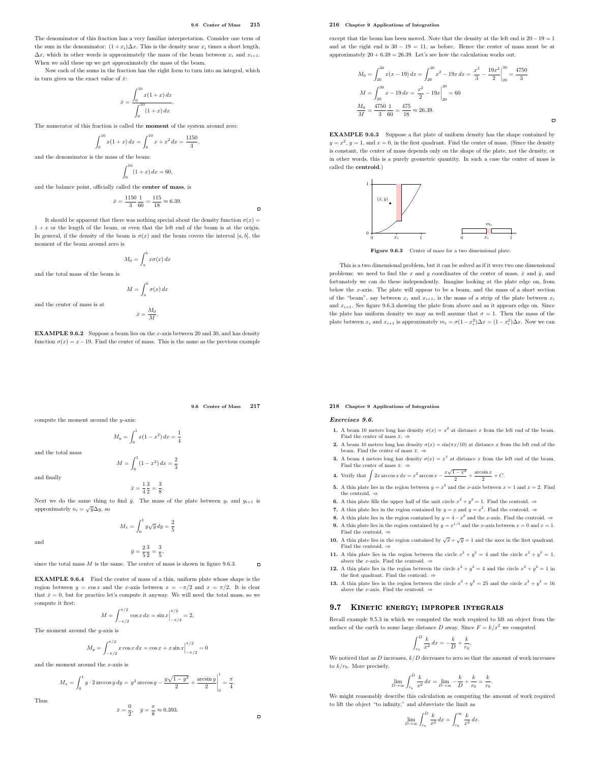The denominator of this fraction has a very familiar interpretation. Consider one term of the sum in the denominator: $(1+x_i)\Delta x$. This is the density near $x_i$ times a short length, $\Delta x$, which in other words is approximately the mass of the beam between $x_i$ and $x_{i+1}$. When we add these up we get approximately the mass of the beam.

Now each of the sums in the fraction has the right form to turn into an integral, which in turn gives us the exact value of $\bar{x}$:

$$\bar{x} = \frac{\displaystyle\int_0^{10} x(1+x)\,dx}{\displaystyle\int_0^{10} (1+x)\,dx}.$$

The numerator of this fraction is called the **moment** of the system around zero:

$$\int_0^{10} x(1+x)\,dx = \int_0^{10} x + x^2\,dx = \frac{1150}{3},$$

and the denominator is the mass of the beam:

$$\int_0^{10} (1+x)\,dx = 60,$$

and the balance point, officially called the **center of mass**, is

$$\bar{x} = \frac{1150}{3}\frac{1}{60} = \frac{115}{18} \approx 6.39.$$

It should be apparent that there was nothing special about the density function $\sigma(x) = 1+x$ or the length of the beam, or even that the left end of the beam is at the origin. In general, if the density of the beam is $\sigma(x)$ and the beam covers the interval $[a,b]$, the moment of the beam around zero is

$$M_0 = \int_a^b x\sigma(x)\,dx$$

and the total mass of the beam is

$$M = \int_a^b \sigma(x)\,dx$$

and the center of mass is at

$$\bar{x} = \frac{M_0}{M}.$$

**EXAMPLE 9.6.2** Suppose a beam lies on the $x$-axis between 20 and 30, and has density function $\sigma(x) = x - 19$. Find the center of mass. This is the same as the previous example except that the beam has been moved. Note that the density at the left end is $20 - 19 = 1$ and at the right end is $30 - 19 = 11$, as before. Hence the center of mass must be at approximately $20 + 6.39 = 26.39$. Let's see how the calculation works out.

$$M_0 = \int_{20}^{30} x(x-19)\,dx = \int_{20}^{30} x^2 - 19x\,dx = \left.\frac{x^3}{3} - \frac{19x^2}{2}\right|_{20}^{30} = \frac{4750}{3}$$

$$M = \int_{20}^{30} x - 19\,dx = \left.\frac{x^2}{2} - 19x\right|_{20}^{30} = 60$$

$$\frac{M_0}{M} = \frac{4750}{3}\frac{1}{60} = \frac{475}{18} \approx 26.39.$$

**EXAMPLE 9.6.3** Suppose a flat plate of uniform density has the shape contained by $y = x^2$, $y = 1$, and $x = 0$, in the first quadrant. Find the center of mass. (Since the density is constant, the center of mass depends only on the shape of the plate, not the density, or in other words, this is a purely geometric quantity. In such a case the center of mass is called the **centroid**.)

Figure 9.6.3 Center of mass for a two dimensional plate.

This is a two dimensional problem, but it can be solved as if it were two one dimensional problems: we need to find the $x$ and $y$ coordinates of the center of mass, $\bar{x}$ and $\bar{y}$, and fortunately we can do these independently. Imagine looking at the plate edge on, from below the $x$-axis. The plate will appear to be a beam, and the mass of a short section of the "beam", say between $x_i$ and $x_{i+1}$, is the mass of a strip of the plate between $x_i$ and $x_{i+1}$. See figure 9.6.3 showing the plate from above and as it appears edge on. Since the plate has uniform density we may as well assume that $\sigma = 1$. Then the mass of the plate between $x_i$ and $x_{i+1}$ is approximately $m_i = \sigma(1-x_i^2)\Delta x = (1-x_i^2)\Delta x$. Now we can compute the moment around the $y$-axis:

$$M_y = \int_0^1 x(1-x^2)\,dx = \frac{1}{4}$$

and the total mass

$$M = \int_0^1 (1-x^2)\,dx = \frac{2}{3}$$

and finally

$$\bar{x} = \frac{1}{4}\frac{3}{2} = \frac{3}{8}.$$

Next we do the same thing to find $\bar{y}$. The mass of the plate between $y_i$ and $y_{i+1}$ is approximately $n_i = \sqrt{y}\Delta y$, so

$$M_x = \int_0^1 y\sqrt{y}\,dy = \frac{2}{5}$$

and

$$\bar{y} = \frac{2}{5}\frac{3}{2} = \frac{3}{5},$$

since the total mass $M$ is the same. The center of mass is shown in figure 9.6.3.

**EXAMPLE 9.6.4** Find the center of mass of a thin, uniform plate whose shape is the region between $y = \cos x$ and the $x$-axis between $x = -\pi/2$ and $x = \pi/2$. It is clear that $\bar{x} = 0$, but for practice let's compute it anyway. We will need the total mass, so we compute it first:

$$M = \int_{-\pi/2}^{\pi/2} \cos x\,dx = \sin x\Big|_{-\pi/2}^{\pi/2} = 2.$$

The moment around the $y$-axis is

$$M_y = \int_{-\pi/2}^{\pi/2} x\cos x\,dx = \cos x + x\sin x\Big|_{-\pi/2}^{\pi/2} = 0$$

and the moment around the $x$-axis is

$$M_x = \int_0^1 y\cdot 2\arccos y\,dy = y^2\arccos y - \left.\frac{y\sqrt{1-y^2}}{2} + \frac{\arcsin y}{2}\right|_0^1 = \frac{\pi}{4}.$$

Thus

$$\bar{x} = \frac{0}{2}, \quad \bar{y} = \frac{\pi}{8} \approx 0.393.$$

### *Exercises 9.6.*

1. A beam 10 meters long has density $\sigma(x) = x^2$ at distance $x$ from the left end of the beam. Find the center of mass $\bar{x}$. ⇒
2. A beam 10 meters long has density $\sigma(x) = \sin(\pi x/10)$ at distance $x$ from the left end of the beam. Find the center of mass $\bar{x}$. ⇒
3. A beam 4 meters long has density $\sigma(x) = x^3$ at distance $x$ from the left end of the beam. Find the center of mass $\bar{x}$. ⇒
4. Verify that $\displaystyle\int 2x\arccos x\,dx = x^2\arccos x - \frac{x\sqrt{1-x^2}}{2} + \frac{\arcsin x}{2} + C$.
5. A thin plate lies in the region between $y = x^2$ and the $x$-axis between $x = 1$ and $x = 2$. Find the centroid. ⇒
6. A thin plate fills the upper half of the unit circle $x^2 + y^2 = 1$. Find the centroid. ⇒
7. A thin plate lies in the region contained by $y = x$ and $y = x^2$. Find the centroid. ⇒
8. A thin plate lies in the region contained by $y = 4 - x^2$ and the $x$-axis. Find the centroid. ⇒
9. A thin plate lies in the region contained by $y = x^{1/3}$ and the $x$-axis between $x = 0$ and $x = 1$. Find the centroid. ⇒
10. A thin plate lies in the region contained by $\sqrt{x} + \sqrt{y} = 1$ and the axes in the first quadrant. Find the centroid. ⇒
11. A thin plate lies in the region between the circle $x^2 + y^2 = 4$ and the circle $x^2 + y^2 = 1$, above the $x$-axis. Find the centroid. ⇒
12. A thin plate lies in the region between the circle $x^2 + y^2 = 4$ and the circle $x^2 + y^2 = 1$ in the first quadrant. Find the centroid. ⇒
13. A thin plate lies in the region between the circle $x^2 + y^2 = 25$ and the circle $x^2 + y^2 = 16$ above the $x$-axis. Find the centroid. ⇒

## 9.7 Kinetic energy; improper integrals

Recall example 9.5.3 in which we computed the work required to lift an object from the surface of the earth to some large distance $D$ away. Since $F = k/x^2$ we computed

$$\int_{r_0}^{D} \frac{k}{x^2}\,dx = -\frac{k}{D} + \frac{k}{r_0}.$$

We noticed that as $D$ increases, $k/D$ decreases to zero so that the amount of work increases to $k/r_0$. More precisely,

$$\lim_{D\to\infty}\int_{r_0}^{D} \frac{k}{x^2}\,dx = \lim_{D\to\infty} -\frac{k}{D} + \frac{k}{r_0} = \frac{k}{r_0}.$$

We might reasonably describe this calculation as computing the amount of work required to lift the object "to infinity," and abbreviate the limit as

$$\lim_{D\to\infty}\int_{r_0}^{D} \frac{k}{x^2}\,dx = \int_{r_0}^{\infty} \frac{k}{x^2}\,dx.$$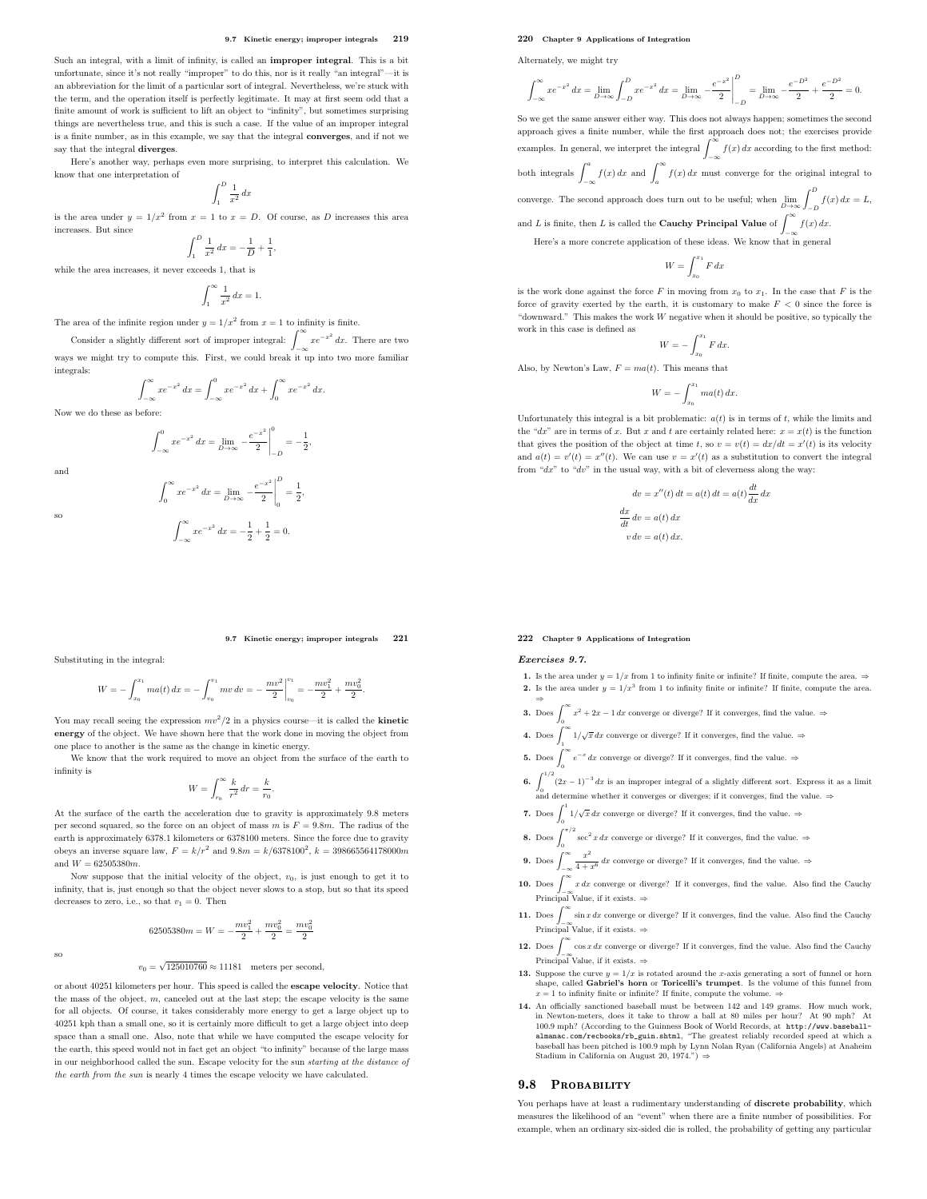Such an integral, with a limit of infinity, is called an **improper integral**. This is a bit unfortunate, since it's not really "improper" to do this, nor is it really "an integral"—it is an abbreviation for the limit of a particular sort of integral. Nevertheless, we're stuck with the term, and the operation itself is perfectly legitimate. It may at first seem odd that a finite amount of work is sufficient to lift an object to "infinity", but sometimes surprising things are nevertheless true, and this is such a case. If the value of an improper integral is a finite number, as in this example, we say that the integral **converges**, and if not we say that the integral **diverges**.

Here's another way, perhaps even more surprising, to interpret this calculation. We know that one interpretation of

$$\int_1^D \frac{1}{x^2}\,dx$$

is the area under $y = 1/x^2$ from $x = 1$ to $x = D$. Of course, as $D$ increases this area increases. But since

$$\int_1^D \frac{1}{x^2}\,dx = -\frac{1}{D} + \frac{1}{1},$$

while the area increases, it never exceeds 1, that is

$$\int_1^\infty \frac{1}{x^2}\,dx = 1.$$

The area of the infinite region under $y = 1/x^2$ from $x = 1$ to infinity is finite.

Consider a slightly different sort of improper integral: $\int_{-\infty}^{\infty} xe^{-x^2}\,dx$. There are two ways we might try to compute this. First, we could break it up into two more familiar integrals:

$$\int_{-\infty}^{\infty} xe^{-x^2}\,dx = \int_{-\infty}^{0} xe^{-x^2}\,dx + \int_{0}^{\infty} xe^{-x^2}\,dx.$$

Now we do these as before:

$$\int_{-\infty}^{0} xe^{-x^2}\,dx = \lim_{D\to\infty} -\frac{e^{-x^2}}{2}\Big|_{-D}^{0} = -\frac{1}{2},$$

and

$$\int_{0}^{\infty} xe^{-x^2}\,dx = \lim_{D\to\infty} -\frac{e^{-x^2}}{2}\Big|_{0}^{D} = \frac{1}{2},$$

so

$$\int_{-\infty}^{\infty} xe^{-x^2}\,dx = -\frac{1}{2} + \frac{1}{2} = 0.$$

Alternately, we might try

$$\int_{-\infty}^{\infty} xe^{-x^2}\,dx = \lim_{D\to\infty}\int_{-D}^{D} xe^{-x^2}\,dx = \lim_{D\to\infty} -\frac{e^{-x^2}}{2}\Big|_{-D}^{D} = \lim_{D\to\infty} -\frac{e^{-D^2}}{2} + \frac{e^{-D^2}}{2} = 0.$$

So we get the same answer either way. This does not always happen; sometimes the second approach gives a finite number, while the first approach does not; the exercises provide examples. In general, we interpret the integral $\int_{-\infty}^{\infty} f(x)\,dx$ according to the first method: both integrals $\int_{-\infty}^{a} f(x)\,dx$ and $\int_{a}^{\infty} f(x)\,dx$ must converge for the original integral to converge. The second approach does turn out to be useful; when $\lim_{D\to\infty}\int_{-D}^{D} f(x)\,dx = L$, and $L$ is finite, then $L$ is called the **Cauchy Principal Value** of $\int_{-\infty}^{\infty} f(x)\,dx$.

Here's a more concrete application of these ideas. We know that in general

$$W = \int_{x_0}^{x_1} F\,dx$$

is the work done against the force $F$ in moving from $x_0$ to $x_1$. In the case that $F$ is the force of gravity exerted by the earth, it is customary to make $F < 0$ since the force is "downward." This makes the work $W$ negative when it should be positive, so typically the work in this case is defined as

$$W = -\int_{x_0}^{x_1} F\,dx.$$

Also, by Newton's Law, $F = ma(t)$. This means that

$$W = -\int_{x_0}^{x_1} ma(t)\,dx.$$

Unfortunately this integral is a bit problematic: $a(t)$ is in terms of $t$, while the limits and the "$dx$" are in terms of $x$. But $x$ and $t$ are certainly related here: $x = x(t)$ is the function that gives the position of the object at time $t$, so $v = v(t) = dx/dt = x'(t)$ is its velocity and $a(t) = v'(t) = x''(t)$. We can use $v = x'(t)$ as a substitution to convert the integral from "$dx$" to "$dv$" in the usual way, with a bit of cleverness along the way:

$$\begin{aligned} dv &= x''(t)\,dt = a(t)\,dt = a(t)\frac{dt}{dx}\,dx \\ \frac{dx}{dt}\,dv &= a(t)\,dx \\ v\,dv &= a(t)\,dx. \end{aligned}$$

Substituting in the integral:

$$W = -\int_{x_0}^{x_1} ma(t)\,dx = -\int_{v_0}^{v_1} mv\,dv = -\frac{mv^2}{2}\Big|_{v_0}^{v_1} = -\frac{mv_1^2}{2} + \frac{mv_0^2}{2}.$$

You may recall seeing the expression $mv^2/2$ in a physics course—it is called the **kinetic energy** of the object. We have shown here that the work done in moving the object from one place to another is the same as the change in kinetic energy.

We know that the work required to move an object from the surface of the earth to infinity is

$$W = \int_{r_0}^{\infty} \frac{k}{r^2}\,dr = \frac{k}{r_0}.$$

At the surface of the earth the acceleration due to gravity is approximately 9.8 meters per second squared, so the force on an object of mass $m$ is $F = 9.8m$. The radius of the earth is approximately 6378.1 kilometers or 6378100 meters. Since the force due to gravity obeys an inverse square law, $F = k/r^2$ and $9.8m = k/6378100^2$, $k = 398665564178000m$ and $W = 62505380m$.

Now suppose that the initial velocity of the object, $v_0$, is just enough to get it to infinity, that is, just enough so that the object never slows to a stop, but so that its speed decreases to zero, i.e., so that $v_1 = 0$. Then

$$62505380m = W = -\frac{mv_1^2}{2} + \frac{mv_0^2}{2} = \frac{mv_0^2}{2}$$

so

$$v_0 = \sqrt{125010760} \approx 11181 \quad \text{meters per second},$$

or about 40251 kilometers per hour. This speed is called the **escape velocity**. Notice that the mass of the object, $m$, canceled out at the last step; the escape velocity is the same for all objects. Of course, it takes considerably more energy to get a large object up to 40251 kph than a small one, so it is certainly more difficult to get a large object into deep space than a small one. Also, note that while we have computed the escape velocity for the earth, this speed would not in fact get an object "to infinity" because of the large mass in our neighborhood called the sun. Escape velocity for the sun *starting at the distance of the earth from the sun* is nearly 4 times the escape velocity we have calculated.

### *Exercises 9.7.*

1. Is the area under $y = 1/x$ from 1 to infinity finite or infinite? If finite, compute the area. ⇒
2. Is the area under $y = 1/x^3$ from 1 to infinity finite or infinite? If finite, compute the area. ⇒
3. Does $\int_0^\infty x^2 + 2x - 1\,dx$ converge or diverge? If it converges, find the value. ⇒
4. Does $\int_1^\infty 1/\sqrt{x}\,dx$ converge or diverge? If it converges, find the value. ⇒
5. Does $\int_0^\infty e^{-x}\,dx$ converge or diverge? If it converges, find the value. ⇒
6. $\int_0^{1/2} (2x-1)^{-3}\,dx$ is an improper integral of a slightly different sort. Express it as a limit and determine whether it converges or diverges; if it converges, find the value. ⇒
7. Does $\int_0^1 1/\sqrt{x}\,dx$ converge or diverge? If it converges, find the value. ⇒
8. Does $\int_0^{\pi/2} \sec^2 x\,dx$ converge or diverge? If it converges, find the value. ⇒
9. Does $\int_{-\infty}^\infty \frac{x^2}{4+x^6}\,dx$ converge or diverge? If it converges, find the value. ⇒
10. Does $\int_{-\infty}^\infty x\,dx$ converge or diverge? If it converges, find the value. Also find the Cauchy Principal Value, if it exists. ⇒
11. Does $\int_{-\infty}^\infty \sin x\,dx$ converge or diverge? If it converges, find the value. Also find the Cauchy Principal Value, if it exists. ⇒
12. Does $\int_{-\infty}^\infty \cos x\,dx$ converge or diverge? If it converges, find the value. Also find the Cauchy Principal Value, if it exists. ⇒
13. Suppose the curve $y = 1/x$ is rotated around the $x$-axis generating a sort of funnel or horn shape, called **Gabriel's horn** or **Toricelli's trumpet**. Is the volume of this funnel from $x = 1$ to infinity finite or infinite? If finite, compute the volume. ⇒
14. An officially sanctioned baseball must be between 142 and 149 grams. How much work, in Newton-meters, does it take to throw a ball at 80 miles per hour? At 90 mph? At 100.9 mph? (According to the Guinness Book of World Records, at `http://www.baseball-almanac.com/recbooks/rb_guin.shtml`, "The greatest reliably recorded speed at which a baseball has been pitched is 100.9 mph by Lynn Nolan Ryan (California Angels) at Anaheim Stadium in California on August 20, 1974.") ⇒

## 9.8 Probability

You perhaps have at least a rudimentary understanding of **discrete probability**, which measures the likelihood of an "event" when there are a finite number of possibilities. For example, when an ordinary six-sided die is rolled, the probability of getting any particular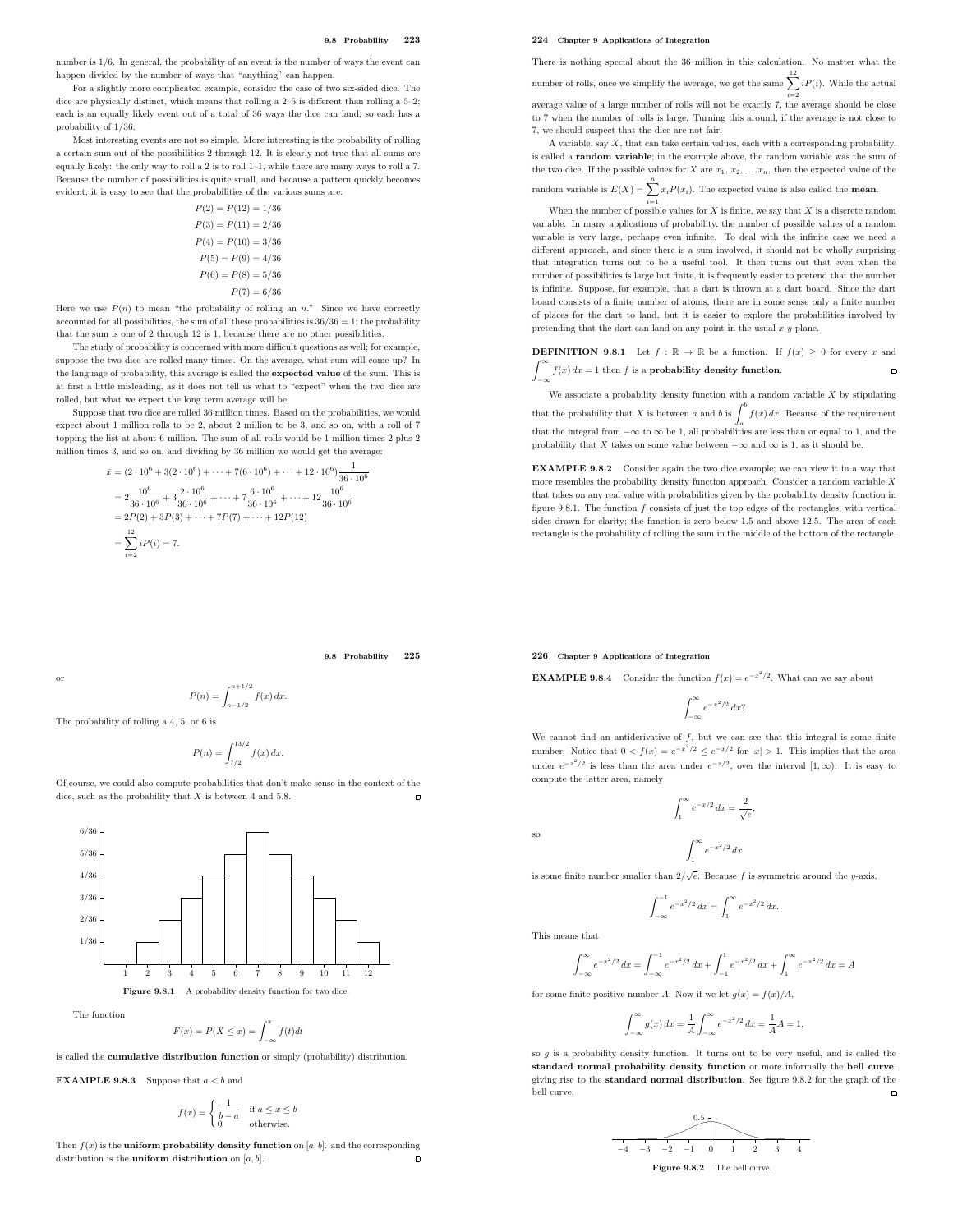number is 1/6. In general, the probability of an event is the number of ways the event can happen divided by the number of ways that "anything" can happen.

For a slightly more complicated example, consider the case of two six-sided dice. The dice are physically distinct, which means that rolling a 2–5 is different than rolling a 5–2; each is an equally likely event out of a total of 36 ways the dice can land, so each has a probability of 1/36.

Most interesting events are not so simple. More interesting is the probability of rolling a certain sum out of the possibilities 2 through 12. It is clearly not true that all sums are equally likely: the only way to roll a 2 is to roll 1–1, while there are many ways to roll a 7. Because the number of possibilities is quite small, and because a pattern quickly becomes evident, it is easy to see that the probabilities of the various sums are:

$$P(2) = P(12) = 1/36$$
$$P(3) = P(11) = 2/36$$
$$P(4) = P(10) = 3/36$$
$$P(5) = P(9) = 4/36$$
$$P(6) = P(8) = 5/36$$
$$P(7) = 6/36$$

Here we use $P(n)$ to mean "the probability of rolling an $n$." Since we have correctly accounted for all possibilities, the sum of all these probabilities is $36/36 = 1$; the probability that the sum is one of 2 through 12 is 1, because there are no other possibilities.

The study of probability is concerned with more difficult questions as well; for example, suppose the two dice are rolled many times. On the average, what sum will come up? In the language of probability, this average is called the **expected value** of the sum. This is at first a little misleading, as it does not tell us what to "expect" when the two dice are rolled, but what we expect the long term average will be.

Suppose that two dice are rolled 36 million times. Based on the probabilities, we would expect about 1 million rolls to be 2, about 2 million to be 3, and so on, with a roll of 7 topping the list at about 6 million. The sum of all rolls would be 1 million times 2 plus 2 million times 3, and so on, and dividing by 36 million we would get the average:

$$\begin{aligned}
\bar{x} &= (2 \cdot 10^6 + 3(2 \cdot 10^6) + \cdots + 7(6 \cdot 10^6) + \cdots + 12 \cdot 10^6)\frac{1}{36 \cdot 10^6} \\
&= 2\frac{10^6}{36 \cdot 10^6} + 3\frac{2 \cdot 10^6}{36 \cdot 10^6} + \cdots + 7\frac{6 \cdot 10^6}{36 \cdot 10^6} + \cdots + 12\frac{10^6}{36 \cdot 10^6} \\
&= 2P(2) + 3P(3) + \cdots + 7P(7) + \cdots + 12P(12) \\
&= \sum_{i=2}^{12} iP(i) = 7.
\end{aligned}$$

There is nothing special about the 36 million in this calculation. No matter what the number of rolls, once we simplify the average, we get the same $\sum_{i=2}^{12} iP(i)$. While the actual average value of a large number of rolls will not be exactly 7, the average should be close to 7 when the number of rolls is large. Turning this around, if the average is not close to 7, we should suspect that the dice are not fair.

A variable, say $X$, that can take certain values, each with a corresponding probability, is called a **random variable**; in the example above, the random variable was the sum of the two dice. If the possible values for $X$ are $x_1, x_2, \ldots, x_n$, then the expected value of the random variable is $E(X) = \sum_{i=1}^{n} x_i P(x_i)$. The expected value is also called the **mean**.

When the number of possible values for $X$ is finite, we say that $X$ is a discrete random variable. In many applications of probability, the number of possible values of a random variable is very large, perhaps even infinite. To deal with the infinite case we need a different approach, and since there is a sum involved, it should not be wholly surprising that integration turns out to be a useful tool. It then turns out that even when the number of possibilities is large but finite, it is frequently easier to pretend that the number is infinite. Suppose, for example, that a dart is thrown at a dart board. Since the dart board consists of a finite number of atoms, there are in some sense only a finite number of places for the dart to land, but it is easier to explore the probabilities involved by pretending that the dart can land on any point in the usual $x$-$y$ plane.

**DEFINITION 9.8.1** Let $f : \mathbb{R} \to \mathbb{R}$ be a function. If $f(x) \ge 0$ for every $x$ and $\int_{-\infty}^{\infty} f(x)\,dx = 1$ then $f$ is a **probability density function**.

We associate a probability density function with a random variable $X$ by stipulating that the probability that $X$ is between $a$ and $b$ is $\int_a^b f(x)\,dx$. Because of the requirement that the integral from $-\infty$ to $\infty$ be 1, all probabilities are less than or equal to 1, and the probability that $X$ takes on some value between $-\infty$ and $\infty$ is 1, as it should be.

**EXAMPLE 9.8.2** Consider again the two dice example; we can view it in a way that more resembles the probability density function approach. Consider a random variable $X$ that takes on any real value with probabilities given by the probability density function in figure 9.8.1. The function $f$ consists of just the top edges of the rectangles, with vertical sides drawn for clarity; the function is zero below 1.5 and above 12.5. The area of each rectangle is the probability of rolling the sum in the middle of the bottom of the rectangle, or

$$P(n) = \int_{n-1/2}^{n+1/2} f(x)\,dx.$$

The probability of rolling a 4, 5, or 6 is

$$P(n) = \int_{7/2}^{13/2} f(x)\,dx.$$

Of course, we could also compute probabilities that don't make sense in the context of the dice, such as the probability that $X$ is between 4 and 5.8.

Figure 9.8.1 A probability density function for two dice.

The function

$$F(x) = P(X \le x) = \int_{-\infty}^{x} f(t)dt$$

is called the **cumulative distribution function** or simply (probability) distribution.

**EXAMPLE 9.8.3** Suppose that $a < b$ and

$$f(x) = \begin{cases} \dfrac{1}{b-a} & \text{if } a \le x \le b \\ 0 & \text{otherwise.} \end{cases}$$

Then $f(x)$ is the **uniform probability density function** on $[a, b]$. and the corresponding distribution is the **uniform distribution** on $[a, b]$.

**EXAMPLE 9.8.4** Consider the function $f(x) = e^{-x^2/2}$. What can we say about

$$\int_{-\infty}^{\infty} e^{-x^2/2}\,dx?$$

We cannot find an antiderivative of $f$, but we can see that this integral is some finite number. Notice that $0 < f(x) = e^{-x^2/2} \le e^{-x/2}$ for $|x| > 1$. This implies that the area under $e^{-x^2/2}$ is less than the area under $e^{-x/2}$, over the interval $[1, \infty)$. It is easy to compute the latter area, namely

$$\int_1^{\infty} e^{-x/2}\,dx = \frac{2}{\sqrt{e}},$$

so

$$\int_1^{\infty} e^{-x^2/2}\,dx$$

is some finite number smaller than $2/\sqrt{e}$. Because $f$ is symmetric around the $y$-axis,

$$\int_{-\infty}^{-1} e^{-x^2/2}\,dx = \int_1^{\infty} e^{-x^2/2}\,dx.$$

This means that

$$\int_{-\infty}^{\infty} e^{-x^2/2}\,dx = \int_{-\infty}^{-1} e^{-x^2/2}\,dx + \int_{-1}^{1} e^{-x^2/2}\,dx + \int_1^{\infty} e^{-x^2/2}\,dx = A$$

for some finite positive number $A$. Now if we let $g(x) = f(x)/A$,

$$\int_{-\infty}^{\infty} g(x)\,dx = \frac{1}{A}\int_{-\infty}^{\infty} e^{-x^2/2}\,dx = \frac{1}{A}A = 1,$$

so $g$ is a probability density function. It turns out to be very useful, and is called the **standard normal probability density function** or more informally the **bell curve**, giving rise to the **standard normal distribution**. See figure 9.8.2 for the graph of the bell curve.

Figure 9.8.2 The bell curve.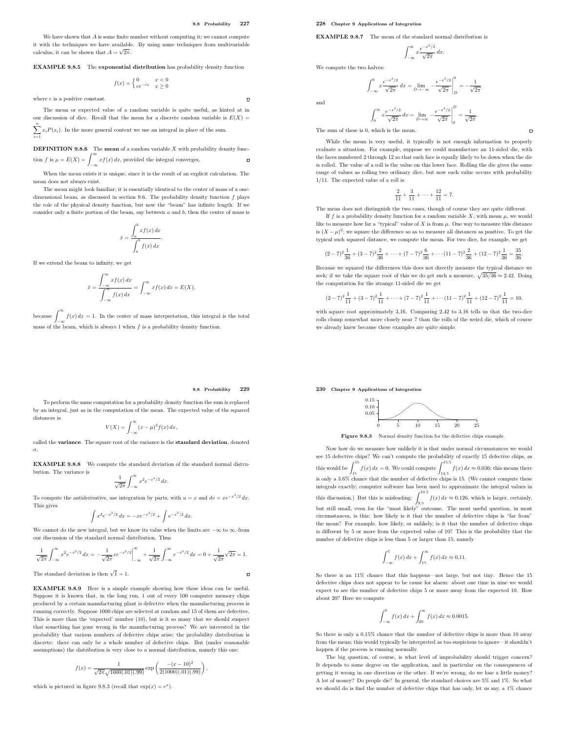We have shown that $A$ is some finite number without computing it; we cannot compute it with the techniques we have available. By using some techniques from multivariable calculus, it can be shown that $A = \sqrt{2\pi}$.

**EXAMPLE 9.8.5** The **exponential distribution** has probability density function

$$f(x) = \begin{cases} 0 & x < 0 \\ ce^{-cx} & x \geq 0 \end{cases}$$

where $c$ is a positive constant.

The mean or expected value of a random variable is quite useful, as hinted at in our discussion of dice. Recall that the mean for a discrete random variable is $E(X) = \sum_{i=1}^{n} x_i P(x_i)$. In the more general context we use an integral in place of the sum.

**DEFINITION 9.8.6** The **mean** of a random variable $X$ with probability density function $f$ is $\mu = E(X) = \int_{-\infty}^{\infty} xf(x)\,dx$, provided the integral converges.

When the mean exists it is unique, since it is the result of an explicit calculation. The mean does not always exist.

The mean might look familiar; it is essentially identical to the center of mass of a one-dimensional beam, as discussed in section 9.6. The probability density function $f$ plays the role of the physical density function, but now the "beam" has infinite length. If we consider only a finite portion of the beam, say between $a$ and $b$, then the center of mass is

$$\bar{x} = \frac{\int_a^b xf(x)\,dx}{\int_a^b f(x)\,dx}.$$

If we extend the beam to infinity, we get

$$\bar{x} = \frac{\int_{-\infty}^{\infty} xf(x)\,dx}{\int_{-\infty}^{\infty} f(x)\,dx} = \int_{-\infty}^{\infty} xf(x)\,dx = E(X),$$

because $\int_{-\infty}^{\infty} f(x)\,dx = 1$. In the center of mass interpretation, this integral is the total mass of the beam, which is always 1 when $f$ is a probability density function.

**EXAMPLE 9.8.7** The mean of the standard normal distribution is

$$\int_{-\infty}^{\infty} x\frac{e^{-x^2/2}}{\sqrt{2\pi}}\,dx.$$

We compute the two halves:

$$\int_{-\infty}^{0} x\frac{e^{-x^2/2}}{\sqrt{2\pi}}\,dx = \lim_{D\to-\infty} -\frac{e^{-x^2/2}}{\sqrt{2\pi}}\bigg|_D^0 = -\frac{1}{\sqrt{2\pi}}$$

and

$$\int_{0}^{\infty} x\frac{e^{-x^2/2}}{\sqrt{2\pi}}\,dx = \lim_{D\to\infty} -\frac{e^{-x^2/2}}{\sqrt{2\pi}}\bigg|_0^D = \frac{1}{\sqrt{2\pi}}.$$

The sum of these is 0, which is the mean.

While the mean is very useful, it typically is not enough information to properly evaluate a situation. For example, suppose we could manufacture an 11-sided die, with the faces numbered 2 through 12 so that each face is equally likely to be down when the die is rolled. The value of a roll is the value on this lower face. Rolling the die gives the same range of values as rolling two ordinary dice, but now each value occurs with probability 1/11. The expected value of a roll is

$$\frac{2}{11} + \frac{3}{11} + \cdots + \frac{12}{11} = 7.$$

The mean does not distinguish the two cases, though of course they are quite different.

If $f$ is a probability density function for a random variable $X$, with mean $\mu$, we would like to measure how far a "typical" value of $X$ is from $\mu$. One way to measure this distance is $(X-\mu)^2$; we square the difference so as to measure all distances as positive. To get the typical such squared distance, we compute the mean. For two dice, for example, we get

$$(2-7)^2\frac{1}{36} + (3-7)^2\frac{2}{36} + \cdots + (7-7)^2\frac{6}{36} + \cdots (11-7)^2\frac{2}{36} + (12-7)^2\frac{1}{36} = \frac{35}{36}.$$

Because we squared the differences this does not directly measure the typical distance we seek; if we take the square root of this we do get such a measure, $\sqrt{35/36} \approx 2.42$. Doing the computation for the strange 11-sided die we get

$$(2-7)^2\frac{1}{11} + (3-7)^2\frac{1}{11} + \cdots + (7-7)^2\frac{1}{11} + \cdots (11-7)^2\frac{1}{11} + (12-7)^2\frac{1}{11} = 10,$$

with square root approximately 3.16. Comparing 2.42 to 3.16 tells us that the two-dice rolls clump somewhat more closely near 7 than the rolls of the weird die, which of course we already knew because these examples are quite simple.

To perform the same computation for a probability density function the sum is replaced by an integral, just as in the computation of the mean. The expected value of the squared distances is

$$V(X) = \int_{-\infty}^{\infty} (x-\mu)^2 f(x)\,dx,$$

called the **variance**. The square root of the variance is the **standard deviation**, denoted $\sigma$.

**EXAMPLE 9.8.8** We compute the standard deviation of the standard normal distrubution. The variance is

$$\frac{1}{\sqrt{2\pi}}\int_{-\infty}^{\infty} x^2 e^{-x^2/2}\,dx.$$

To compute the antiderivative, use integration by parts, with $u = x$ and $dv = xe^{-x^2/2}\,dx$. This gives

$$\int x^2 e^{-x^2/2}\,dx = -xe^{-x^2/2} + \int e^{-x^2/2}\,dx.$$

We cannot do the new integral, but we know its value when the limits are $-\infty$ to $\infty$, from our discussion of the standard normal distribution. Thus

$$\frac{1}{\sqrt{2\pi}}\int_{-\infty}^{\infty} x^2 e^{-x^2/2}\,dx = -\frac{1}{\sqrt{2\pi}}xe^{-x^2/2}\bigg|_{-\infty}^{\infty} + \frac{1}{\sqrt{2\pi}}\int_{-\infty}^{\infty} e^{-x^2/2}\,dx = 0 + \frac{1}{\sqrt{2\pi}}\sqrt{2\pi} = 1.$$

The standard deviation is then $\sqrt{1} = 1$.

**EXAMPLE 9.8.9** Here is a simple example showing how these ideas can be useful. Suppose it is known that, in the long run, 1 out of every 100 computer memory chips produced by a certain manufacturing plant is defective when the manufacturing process is running correctly. Suppose 1000 chips are selected at random and 15 of them are defective. This is more than the 'expected' number (10), but is it so many that we should suspect that something has gone wrong in the manufacturing process? We are interested in the probability that various numbers of defective chips arise; the probability distribution is discrete: there can only be a whole number of defective chips. But (under reasonable assumptions) the distribution is very close to a normal distribution, namely this one:

$$f(x) = \frac{1}{\sqrt{2\pi}\sqrt{1000(.01)(.99)}}\exp\left(\frac{-(x-10)^2}{2(1000)(.01)(.99)}\right),$$

which is pictured in figure 9.8.3 (recall that $\exp(x) = e^x$).

Figure 9.8.3 Normal density function for the defective chips example.

Now how do we measure how unlikely it is that under normal circumstances we would see 15 defective chips? We can't compute the probability of exactly 15 defective chips, as this would be $\int_{15}^{15} f(x)\,dx = 0$. We could compute $\int_{14.5}^{15.5} f(x)\,dx \approx 0.036$; this means there is only a 3.6% chance that the number of defective chips is 15. (We cannot compute these integrals exactly; computer software has been used to approximate the integral values in this discussion.) But this is misleading: $\int_{9.5}^{10.5} f(x)\,dx \approx 0.126$, which is larger, certainly, but still small, even for the "most likely" outcome. The most useful question, in most circumstances, is this: how likely is it that the number of defective chips is "far from" the mean? For example, how likely, or unlikely, is it that the number of defective chips is different by 5 or more from the expected value of 10? This is the probability that the number of defective chips is less than 5 or larger than 15, namely

$$\int_{-\infty}^{5} f(x)\,dx + \int_{15}^{\infty} f(x)\,dx \approx 0.11.$$

So there is an 11% chance that this happens—not large, but not tiny. Hence the 15 defective chips does not appear to be cause for alarm: about one time in nine we would expect to see the number of defective chips 5 or more away from the expected 10. How about 20? Here we compute

$$\int_{-\infty}^{0} f(x)\,dx + \int_{20}^{\infty} f(x)\,dx \approx 0.0015.$$

So there is only a 0.15% chance that the number of defective chips is more than 10 away from the mean; this would typically be interpreted as too suspicious to ignore—it shouldn't happen if the process is running normally.

The big question, of course, is what level of improbability should trigger concern? It depends to some degree on the application, and in particular on the consequences of getting it wrong in one direction or the other. If we're wrong, do we lose a little money? A lot of money? Do people die? In general, the standard choices are 5% and 1%. So what we should do is find the number of defective chips that has only, let us say, a 1% chance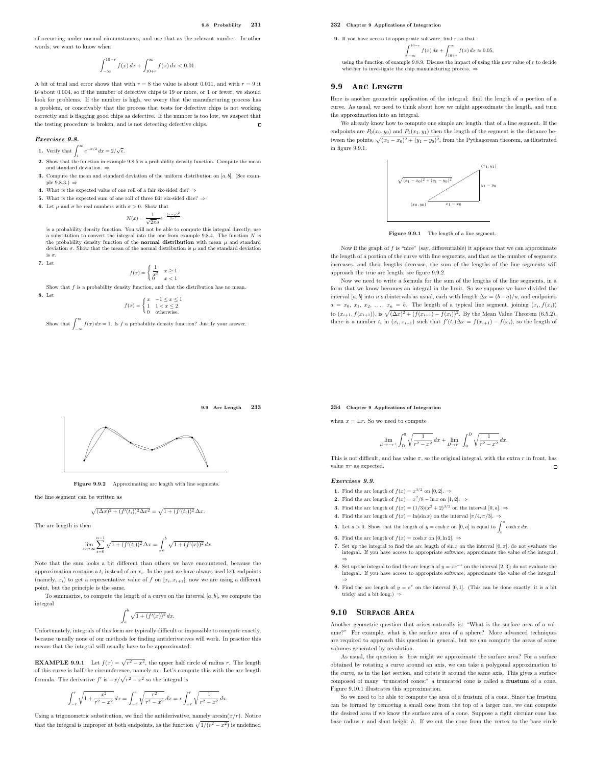of occurring under normal circumstances, and use that as the relevant number. In other words, we want to know when

$$\int_{-\infty}^{10-r} f(x)\,dx + \int_{10+r}^{\infty} f(x)\,dx < 0.01.$$

A bit of trial and error shows that with $r = 8$ the value is about 0.011, and with $r = 9$ it is about 0.004, so if the number of defective chips is 19 or more, or 1 or fewer, we should look for problems. If the number is high, we worry that the manufacturing process has a problem, or conceivably that the process that tests for defective chips is not working correctly and is flagging good chips as defective. If the number is too low, we suspect that the testing procedure is broken, and is not detecting defective chips. □

### Exercises 9.8.

1. Verify that $\int_1^\infty e^{-x/2}\,dx = 2/\sqrt{e}$.
2. Show that the function in example 9.8.5 is a probability density function. Compute the mean and standard deviation. ⇒
3. Compute the mean and standard deviation of the uniform distribution on $[a,b]$. (See example 9.8.3.) ⇒
4. What is the expected value of one roll of a fair six-sided die? ⇒
5. What is the expected sum of one roll of three fair six-sided dice? ⇒
6. Let $\mu$ and $\sigma$ be real numbers with $\sigma > 0$. Show that

$$N(x) = \frac{1}{\sqrt{2\pi}\sigma} e^{-\frac{(x-\mu)^2}{2\sigma^2}}$$

is a probability density function. You will not be able to compute this integral directly; use a substitution to convert the integral into the one from example 9.8.4. The function $N$ is the probability density function of the **normal distribution** with mean $\mu$ and standard deviation $\sigma$. Show that the mean of the normal distribution is $\mu$ and the standard deviation is $\sigma$.

7. Let

$$f(x) = \begin{cases} \frac{1}{x^2} & x \ge 1 \\ 0 & x < 1 \end{cases}$$

Show that $f$ is a probability density function, and that the distribution has no mean.

8. Let

$$f(x) = \begin{cases} x & -1 \le x \le 1 \\ 1 & 1 < x \le 2 \\ 0 & \text{otherwise.} \end{cases}$$

Show that $\int_{-\infty}^{\infty} f(x)\,dx = 1$. Is $f$ a probability density function? Justify your answer.

9. If you have access to appropriate software, find $r$ so that

$$\int_{-\infty}^{10-r} f(x)\,dx + \int_{10+r}^{\infty} f(x)\,dx \approx 0.05,$$

using the function of example 9.8.9. Discuss the impact of using this new value of $r$ to decide whether to investigate the chip manufacturing process. ⇒

## 9.9 Arc Length

Here is another geometric application of the integral: find the length of a portion of a curve. As usual, we need to think about how we might approximate the length, and turn the approximation into an integral.

We already know how to compute one simple arc length, that of a line segment. If the endpoints are $P_0(x_0, y_0)$ and $P_1(x_1, y_1)$ then the length of the segment is the distance between the points, $\sqrt{(x_1-x_0)^2 + (y_1-y_0)^2}$, from the Pythagorean theorem, as illustrated in figure 9.9.1.

**Figure 9.9.1** The length of a line segment.

Now if the graph of $f$ is "nice" (say, differentiable) it appears that we can approximate the length of a portion of the curve with line segments, and that as the number of segments increases, and their lengths decrease, the sum of the lengths of the line segments will approach the true arc length; see figure 9.9.2.

Now we need to write a formula for the sum of the lengths of the line segments, in a form that we know becomes an integral in the limit. So we suppose we have divided the interval $[a,b]$ into $n$ subintervals as usual, each with length $\Delta x = (b-a)/n$, and endpoints $a = x_0, x_1, x_2, \ldots, x_n = b$. The length of a typical line segment, joining $(x_i, f(x_i))$ to $(x_{i+1}, f(x_{i+1}))$, is $\sqrt{(\Delta x)^2 + (f(x_{i+1}) - f(x_i))^2}$. By the Mean Value Theorem (6.5.2), there is a number $t_i$ in $(x_i, x_{i+1})$ such that $f'(t_i)\Delta x = f(x_{i+1}) - f(x_i)$, so the length of

**Figure 9.9.2** Approximating arc length with line segments.

the line segment can be written as

$$\sqrt{(\Delta x)^2 + (f'(t_i))^2 \Delta x^2} = \sqrt{1 + (f'(t_i))^2}\,\Delta x.$$

The arc length is then

$$\lim_{n\to\infty} \sum_{i=0}^{n-1} \sqrt{1 + (f'(t_i))^2}\,\Delta x = \int_a^b \sqrt{1 + (f'(x))^2}\,dx.$$

Note that the sum looks a bit different than others we have encountered, because the approximation contains a $t_i$ instead of an $x_i$. In the past we have always used left endpoints (namely, $x_i$) to get a representative value of $f$ on $[x_i, x_{i+1}]$; now we are using a different point, but the principle is the same.

To summarize, to compute the length of a curve on the interval $[a,b]$, we compute the integral

$$\int_a^b \sqrt{1 + (f'(x))^2}\,dx.$$

Unfortunately, integrals of this form are typically difficult or impossible to compute exactly, because usually none of our methods for finding antiderivatives will work. In practice this means that the integral will usually have to be approximated.

**EXAMPLE 9.9.1** Let $f(x) = \sqrt{r^2 - x^2}$, the upper half circle of radius $r$. The length of this curve is half the circumference, namely $\pi r$. Let's compute this with the arc length formula. The derivative $f'$ is $-x/\sqrt{r^2-x^2}$ so the integral is

$$\int_{-r}^{r} \sqrt{1 + \frac{x^2}{r^2 - x^2}}\,dx = \int_{-r}^{r} \sqrt{\frac{r^2}{r^2 - x^2}}\,dx = r\int_{-r}^{r} \sqrt{\frac{1}{r^2 - x^2}}\,dx.$$

Using a trigonometric substitution, we find the antiderivative, namely $\arcsin(x/r)$. Notice that the integral is improper at both endpoints, as the function $\sqrt{1/(r^2-x^2)}$ is undefined when $x = \pm r$. So we need to compute

$$\lim_{D\to -r^+} \int_D^0 \sqrt{\frac{1}{r^2 - x^2}}\,dx + \lim_{D\to r^-} \int_0^D \sqrt{\frac{1}{r^2 - x^2}}\,dx.$$

This is not difficult, and has value $\pi$, so the original integral, with the extra $r$ in front, has value $\pi r$ as expected. □

### Exercises 9.9.

1. Find the arc length of $f(x) = x^{3/2}$ on $[0,2]$. ⇒
2. Find the arc length of $f(x) = x^2/8 - \ln x$ on $[1,2]$. ⇒
3. Find the arc length of $f(x) = (1/3)(x^2+2)^{3/2}$ on the interval $[0,a]$. ⇒
4. Find the arc length of $f(x) = \ln(\sin x)$ on the interval $[\pi/4, \pi/3]$. ⇒
5. Let $a > 0$. Show that the length of $y = \cosh x$ on $[0,a]$ is equal to $\int_0^a \cosh x\,dx$.
6. Find the arc length of $f(x) = \cosh x$ on $[0, \ln 2]$. ⇒
7. Set up the integral to find the arc length of $\sin x$ on the interval $[0,\pi]$; do not evaluate the integral. If you have access to appropriate software, approximate the value of the integral. ⇒
8. Set up the integral to find the arc length of $y = xe^{-x}$ on the interval $[2,3]$; do not evaluate the integral. If you have access to appropriate software, approximate the value of the integral. ⇒
9. Find the arc length of $y = e^x$ on the interval $[0,1]$. (This can be done exactly; it is a bit tricky and a bit long.) ⇒

## 9.10 Surface Area

Another geometric question that arises naturally is: "What is the surface area of a volume?" For example, what is the surface area of a sphere? More advanced techniques are required to approach this question in general, but we can compute the areas of some volumes generated by revolution.

As usual, the question is: how might we approximate the surface area? For a surface obtained by rotating a curve around an axis, we can take a polygonal approximation to the curve, as in the last section, and rotate it around the same axis. This gives a surface composed of many "truncated cones;" a truncated cone is called a **frustum** of a cone. Figure 9.10.1 illustrates this approximation.

So we need to be able to compute the area of a frustum of a cone. Since the frustum can be formed by removing a small cone from the top of a larger one, we can compute the desired area if we know the surface area of a cone. Suppose a right circular cone has base radius $r$ and slant height $h$. If we cut the cone from the vertex to the base circle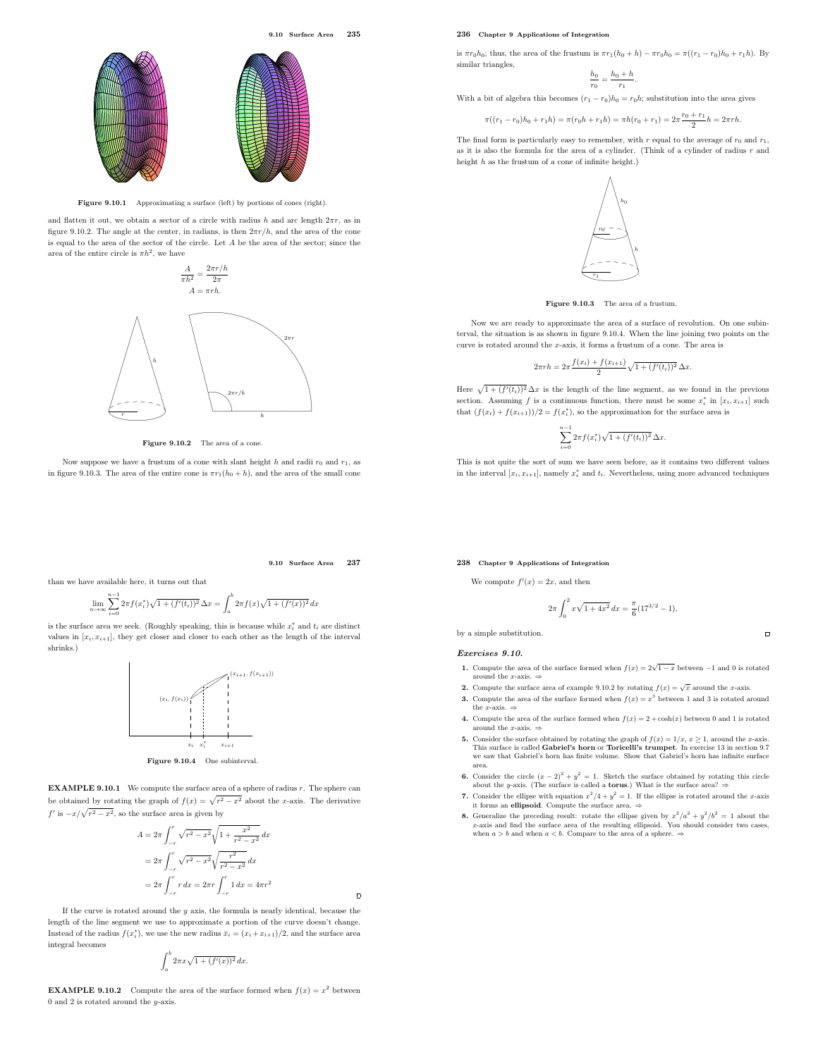![Figure 9.10.1](figure)

**Figure 9.10.1** Approximating a surface (left) by portions of cones (right).

and flatten it out, we obtain a sector of a circle with radius $h$ and arc length $2\pi r$, as in figure 9.10.2. The angle at the center, in radians, is then $2\pi r/h$, and the area of the cone is equal to the area of the sector of the circle. Let $A$ be the area of the sector; since the area of the entire circle is $\pi h^2$, we have

$$\frac{A}{\pi h^2} = \frac{2\pi r/h}{2\pi}$$
$$A = \pi r h.$$

$h$

$r$

$2\pi r$

$2\pi r/h$

$h$

**Figure 9.10.2** The area of a cone.

Now suppose we have a frustum of a cone with slant height $h$ and radii $r_0$ and $r_1$, as in figure 9.10.3. The area of the entire cone is $\pi r_1(h_0+h)$, and the area of the small cone is $\pi r_0 h_0$; thus, the area of the frustum is $\pi r_1(h_0+h) - \pi r_0 h_0 = \pi((r_1 - r_0)h_0 + r_1 h)$. By similar triangles,

$$\frac{h_0}{r_0} = \frac{h_0+h}{r_1}.$$

With a bit of algebra this becomes $(r_1 - r_0)h_0 = r_0 h$; substitution into the area gives

$$\pi((r_1 - r_0)h_0 + r_1 h) = \pi(r_0 h + r_1 h) = \pi h(r_0 + r_1) = 2\pi\frac{r_0+r_1}{2}h = 2\pi r h.$$

The final form is particularly easy to remember, with $r$ equal to the average of $r_0$ and $r_1$, as it is also the formula for the area of a cylinder. (Think of a cylinder of radius $r$ and height $h$ as the frustum of a cone of infinite height.)

$h_0$

$r_0$

$h$

$r_1$

**Figure 9.10.3** The area of a frustum.

Now we are ready to approximate the area of a surface of revolution. On one subinterval, the situation is as shown in figure 9.10.4. When the line joining two points on the curve is rotated around the $x$-axis, it forms a frustum of a cone. The area is

$$2\pi r h = 2\pi\frac{f(x_i)+f(x_{i+1})}{2}\sqrt{1+(f'(t_i))^2}\,\Delta x.$$

Here $\sqrt{1+(f'(t_i))^2}\,\Delta x$ is the length of the line segment, as we found in the previous section. Assuming $f$ is a continuous function, there must be some $x_i^*$ in $[x_i, x_{i+1}]$ such that $(f(x_i)+f(x_{i+1}))/2 = f(x_i^*)$, so the approximation for the surface area is

$$\sum_{i=0}^{n-1} 2\pi f(x_i^*)\sqrt{1+(f'(t_i))^2}\,\Delta x.$$

This is not quite the sort of sum we have seen before, as it contains two different values in the interval $[x_i, x_{i+1}]$, namely $x_i^*$ and $t_i$. Nevertheless, using more advanced techniques than we have available here, it turns out that

$$\lim_{n\to\infty}\sum_{i=0}^{n-1} 2\pi f(x_i^*)\sqrt{1+(f'(t_i))^2}\,\Delta x = \int_a^b 2\pi f(x)\sqrt{1+(f'(x))^2}\,dx$$

is the surface area we seek. (Roughly speaking, this is because while $x_i^*$ and $t_i$ are distinct values in $[x_i, x_{i+1}]$, they get closer and closer to each other as the length of the interval shrinks.)

$(x_{i+1}, f(x_{i+1}))$

$(x_i, f(x_i))$

$x_i$ $x_i^*$ $x_{i+1}$

**Figure 9.10.4** One subinterval.

**EXAMPLE 9.10.1** We compute the surface area of a sphere of radius $r$. The sphere can be obtained by rotating the graph of $f(x) = \sqrt{r^2 - x^2}$ about the $x$-axis. The derivative $f'$ is $-x/\sqrt{r^2-x^2}$, so the surface area is given by

$$\begin{aligned}
A &= 2\pi\int_{-r}^{r}\sqrt{r^2-x^2}\sqrt{1+\frac{x^2}{r^2-x^2}}\,dx \\
&= 2\pi\int_{-r}^{r}\sqrt{r^2-x^2}\sqrt{\frac{r^2}{r^2-x^2}}\,dx \\
&= 2\pi\int_{-r}^{r} r\,dx = 2\pi r\int_{-r}^{r} 1\,dx = 4\pi r^2
\end{aligned}$$

If the curve is rotated around the $y$ axis, the formula is nearly identical, because the length of the line segment we use to approximate a portion of the curve doesn't change. Instead of the radius $f(x_i^*)$, we use the new radius $\bar{x}_i = (x_i + x_{i+1})/2$, and the surface area integral becomes

$$\int_a^b 2\pi x\sqrt{1+(f'(x))^2}\,dx.$$

**EXAMPLE 9.10.2** Compute the area of the surface formed when $f(x) = x^2$ between 0 and 2 is rotated around the $y$-axis.

We compute $f'(x) = 2x$, and then

$$2\pi\int_0^2 x\sqrt{1+4x^2}\,dx = \frac{\pi}{6}(17^{3/2} - 1),$$

by a simple substitution.

### *Exercises 9.10.*

1. Compute the area of the surface formed when $f(x) = 2\sqrt{1-x}$ between $-1$ and 0 is rotated around the $x$-axis. ⇒
2. Compute the surface area of example 9.10.2 by rotating $f(x) = \sqrt{x}$ around the $x$-axis.
3. Compute the area of the surface formed when $f(x) = x^3$ between 1 and 3 is rotated around the $x$-axis. ⇒
4. Compute the area of the surface formed when $f(x) = 2 + \cosh(x)$ between 0 and 1 is rotated around the $x$-axis. ⇒
5. Consider the surface obtained by rotating the graph of $f(x) = 1/x$, $x \ge 1$, around the $x$-axis. This surface is called **Gabriel's horn** or **Toricelli's trumpet**. In exercise 13 in section 9.7 we saw that Gabriel's horn has finite volume. Show that Gabriel's horn has infinite surface area.
6. Consider the circle $(x-2)^2 + y^2 = 1$. Sketch the surface obtained by rotating this circle about the $y$-axis. (The surface is called a **torus**.) What is the surface area? ⇒
7. Consider the ellipse with equation $x^2/4 + y^2 = 1$. If the ellipse is rotated around the $x$-axis it forms an **ellipsoid**. Compute the surface area. ⇒
8. Generalize the preceding result: rotate the ellipse given by $x^2/a^2 + y^2/b^2 = 1$ about the $x$-axis and find the surface area of the resulting ellipsoid. You should consider two cases, when $a > b$ and when $a < b$. Compare to the area of a sphere. ⇒